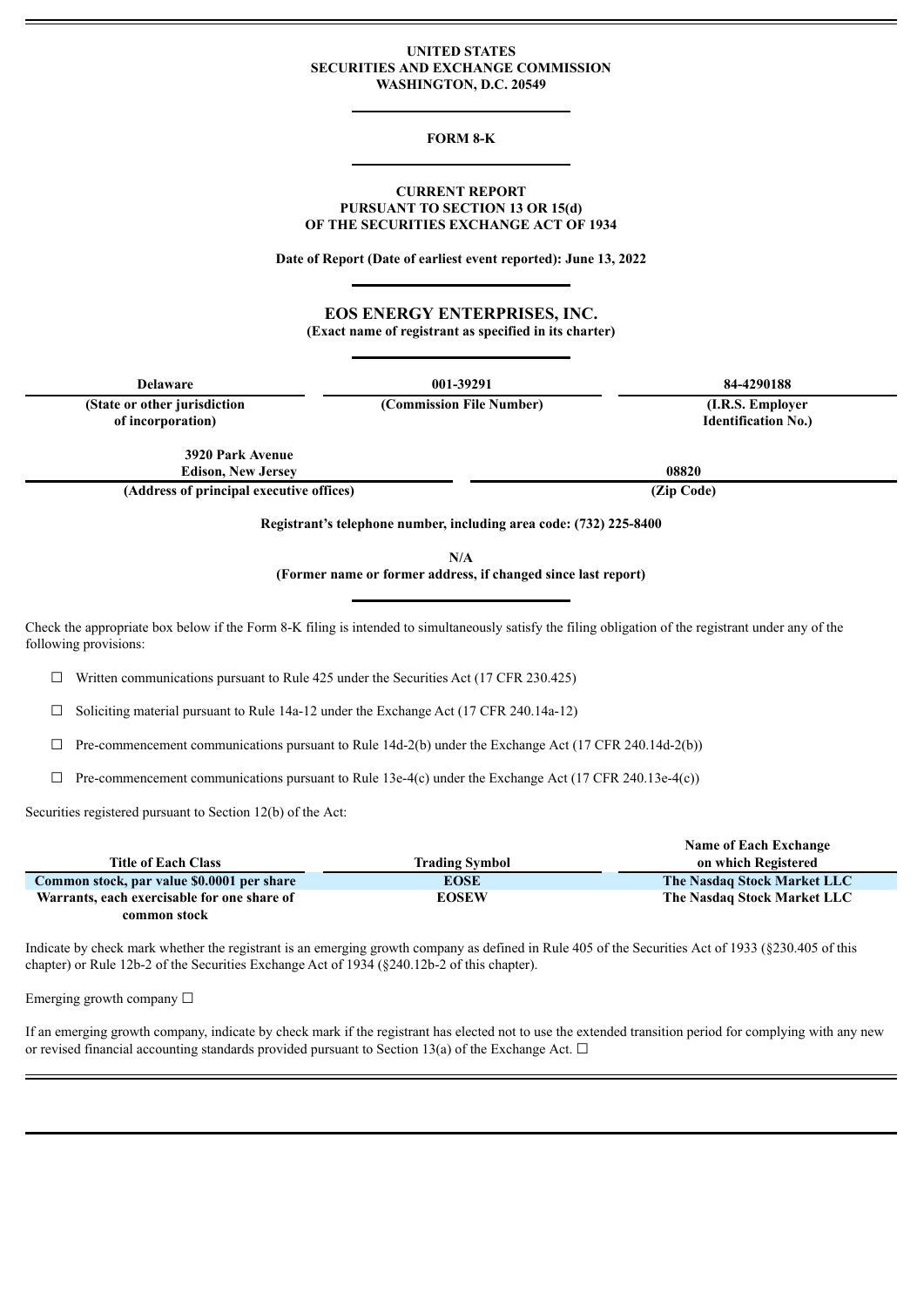**UNITED STATES**
**SECURITIES AND EXCHANGE COMMISSION**
**WASHINGTON, D.C. 20549**

---

**FORM 8-K**

---

**CURRENT REPORT**
**PURSUANT TO SECTION 13 OR 15(d)**
**OF THE SECURITIES EXCHANGE ACT OF 1934**

**Date of Report (Date of earliest event reported): June 13, 2022**

---

**EOS ENERGY ENTERPRISES, INC.**
**(Exact name of registrant as specified in its charter)**

---

| Delaware | 001-39291 | 84-4290188 |
|---|---|---|
| (State or other jurisdiction of incorporation) | (Commission File Number) | (I.R.S. Employer Identification No.) |

| 3920 Park Avenue Edison, New Jersey | 08820 |
|---|---|
| (Address of principal executive offices) | (Zip Code) |

**Registrant's telephone number, including area code: (732) 225-8400**

**N/A**
**(Former name or former address, if changed since last report)**

---

Check the appropriate box below if the Form 8-K filing is intended to simultaneously satisfy the filing obligation of the registrant under any of the following provisions:

☐ Written communications pursuant to Rule 425 under the Securities Act (17 CFR 230.425)

☐ Soliciting material pursuant to Rule 14a-12 under the Exchange Act (17 CFR 240.14a-12)

☐ Pre-commencement communications pursuant to Rule 14d-2(b) under the Exchange Act (17 CFR 240.14d-2(b))

☐ Pre-commencement communications pursuant to Rule 13e-4(c) under the Exchange Act (17 CFR 240.13e-4(c))

Securities registered pursuant to Section 12(b) of the Act:

| Title of Each Class | Trading Symbol | Name of Each Exchange on which Registered |
|---|---|---|
| Common stock, par value $0.0001 per share | EOSE | The Nasdaq Stock Market LLC |
| Warrants, each exercisable for one share of common stock | EOSEW | The Nasdaq Stock Market LLC |

Indicate by check mark whether the registrant is an emerging growth company as defined in Rule 405 of the Securities Act of 1933 (§230.405 of this chapter) or Rule 12b-2 of the Securities Exchange Act of 1934 (§240.12b-2 of this chapter).

Emerging growth company ☐

If an emerging growth company, indicate by check mark if the registrant has elected not to use the extended transition period for complying with any new or revised financial accounting standards provided pursuant to Section 13(a) of the Exchange Act. ☐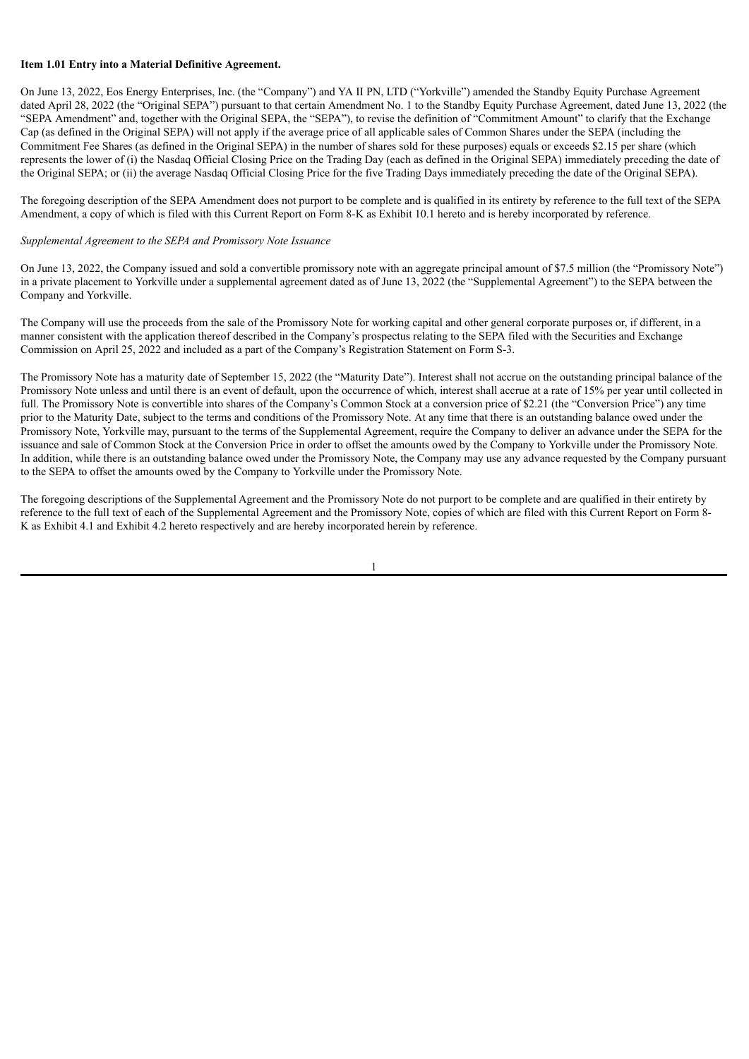**Item 1.01 Entry into a Material Definitive Agreement.**

On June 13, 2022, Eos Energy Enterprises, Inc. (the "Company") and YA II PN, LTD ("Yorkville") amended the Standby Equity Purchase Agreement dated April 28, 2022 (the "Original SEPA") pursuant to that certain Amendment No. 1 to the Standby Equity Purchase Agreement, dated June 13, 2022 (the "SEPA Amendment" and, together with the Original SEPA, the "SEPA"), to revise the definition of "Commitment Amount" to clarify that the Exchange Cap (as defined in the Original SEPA) will not apply if the average price of all applicable sales of Common Shares under the SEPA (including the Commitment Fee Shares (as defined in the Original SEPA) in the number of shares sold for these purposes) equals or exceeds $2.15 per share (which represents the lower of (i) the Nasdaq Official Closing Price on the Trading Day (each as defined in the Original SEPA) immediately preceding the date of the Original SEPA; or (ii) the average Nasdaq Official Closing Price for the five Trading Days immediately preceding the date of the Original SEPA).

The foregoing description of the SEPA Amendment does not purport to be complete and is qualified in its entirety by reference to the full text of the SEPA Amendment, a copy of which is filed with this Current Report on Form 8-K as Exhibit 10.1 hereto and is hereby incorporated by reference.

*Supplemental Agreement to the SEPA and Promissory Note Issuance*

On June 13, 2022, the Company issued and sold a convertible promissory note with an aggregate principal amount of $7.5 million (the "Promissory Note") in a private placement to Yorkville under a supplemental agreement dated as of June 13, 2022 (the "Supplemental Agreement") to the SEPA between the Company and Yorkville.

The Company will use the proceeds from the sale of the Promissory Note for working capital and other general corporate purposes or, if different, in a manner consistent with the application thereof described in the Company's prospectus relating to the SEPA filed with the Securities and Exchange Commission on April 25, 2022 and included as a part of the Company's Registration Statement on Form S-3.

The Promissory Note has a maturity date of September 15, 2022 (the "Maturity Date"). Interest shall not accrue on the outstanding principal balance of the Promissory Note unless and until there is an event of default, upon the occurrence of which, interest shall accrue at a rate of 15% per year until collected in full. The Promissory Note is convertible into shares of the Company's Common Stock at a conversion price of $2.21 (the "Conversion Price") any time prior to the Maturity Date, subject to the terms and conditions of the Promissory Note. At any time that there is an outstanding balance owed under the Promissory Note, Yorkville may, pursuant to the terms of the Supplemental Agreement, require the Company to deliver an advance under the SEPA for the issuance and sale of Common Stock at the Conversion Price in order to offset the amounts owed by the Company to Yorkville under the Promissory Note. In addition, while there is an outstanding balance owed under the Promissory Note, the Company may use any advance requested by the Company pursuant to the SEPA to offset the amounts owed by the Company to Yorkville under the Promissory Note.

The foregoing descriptions of the Supplemental Agreement and the Promissory Note do not purport to be complete and are qualified in their entirety by reference to the full text of each of the Supplemental Agreement and the Promissory Note, copies of which are filed with this Current Report on Form 8-K as Exhibit 4.1 and Exhibit 4.2 hereto respectively and are hereby incorporated herein by reference.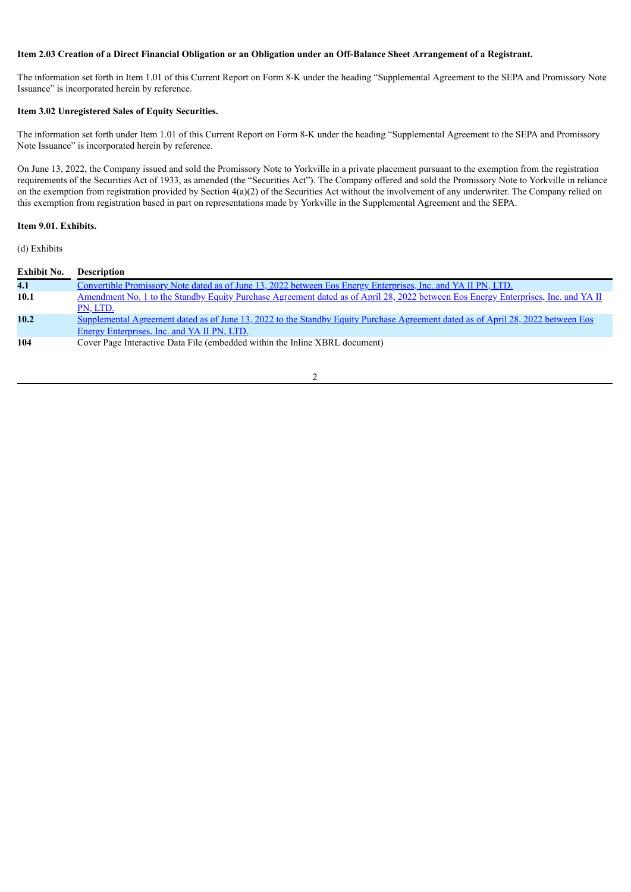**Item 2.03 Creation of a Direct Financial Obligation or an Obligation under an Off-Balance Sheet Arrangement of a Registrant.**

The information set forth in Item 1.01 of this Current Report on Form 8-K under the heading "Supplemental Agreement to the SEPA and Promissory Note Issuance" is incorporated herein by reference.

**Item 3.02 Unregistered Sales of Equity Securities.**

The information set forth under Item 1.01 of this Current Report on Form 8-K under the heading "Supplemental Agreement to the SEPA and Promissory Note Issuance" is incorporated herein by reference.

On June 13, 2022, the Company issued and sold the Promissory Note to Yorkville in a private placement pursuant to the exemption from the registration requirements of the Securities Act of 1933, as amended (the "Securities Act"). The Company offered and sold the Promissory Note to Yorkville in reliance on the exemption from registration provided by Section 4(a)(2) of the Securities Act without the involvement of any underwriter. The Company relied on this exemption from registration based in part on representations made by Yorkville in the Supplemental Agreement and the SEPA.

**Item 9.01. Exhibits.**

(d) Exhibits

| Exhibit No. | Description |
|---|---|
| 4.1 | Convertible Promissory Note dated as of June 13, 2022 between Eos Energy Enterprises, Inc. and YA II PN, LTD. |
| 10.1 | Amendment No. 1 to the Standby Equity Purchase Agreement dated as of April 28, 2022 between Eos Energy Enterprises, Inc. and YA II PN, LTD. |
| 10.2 | Supplemental Agreement dated as of June 13, 2022 to the Standby Equity Purchase Agreement dated as of April 28, 2022 between Eos Energy Enterprises, Inc. and YA II PN, LTD. |
| 104 | Cover Page Interactive Data File (embedded within the Inline XBRL document) |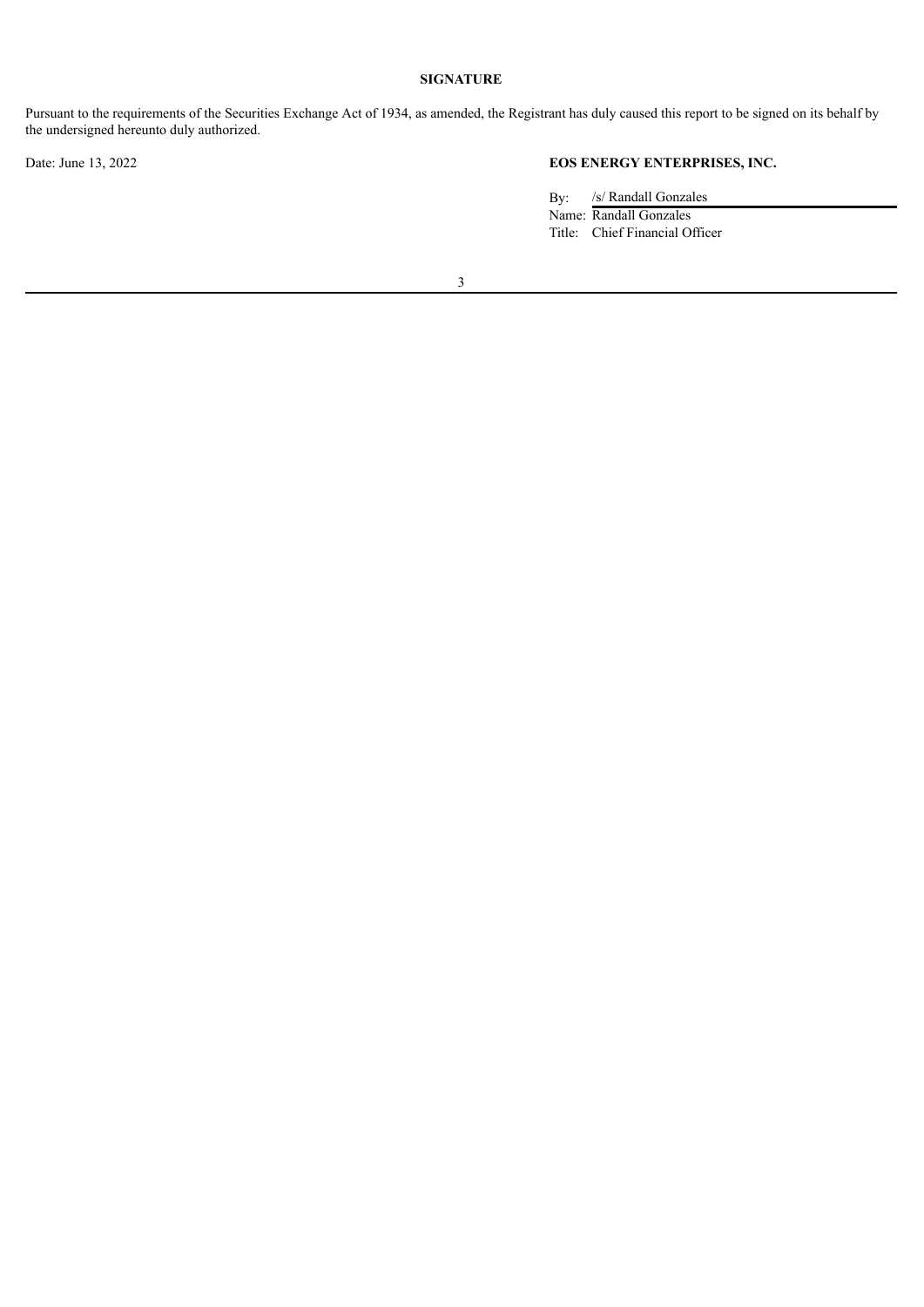**SIGNATURE**

Pursuant to the requirements of the Securities Exchange Act of 1934, as amended, the Registrant has duly caused this report to be signed on its behalf by the undersigned hereunto duly authorized.

Date: June 13, 2022

**EOS ENERGY ENTERPRISES, INC.**

By: /s/ Randall Gonzales
Name: Randall Gonzales
Title: Chief Financial Officer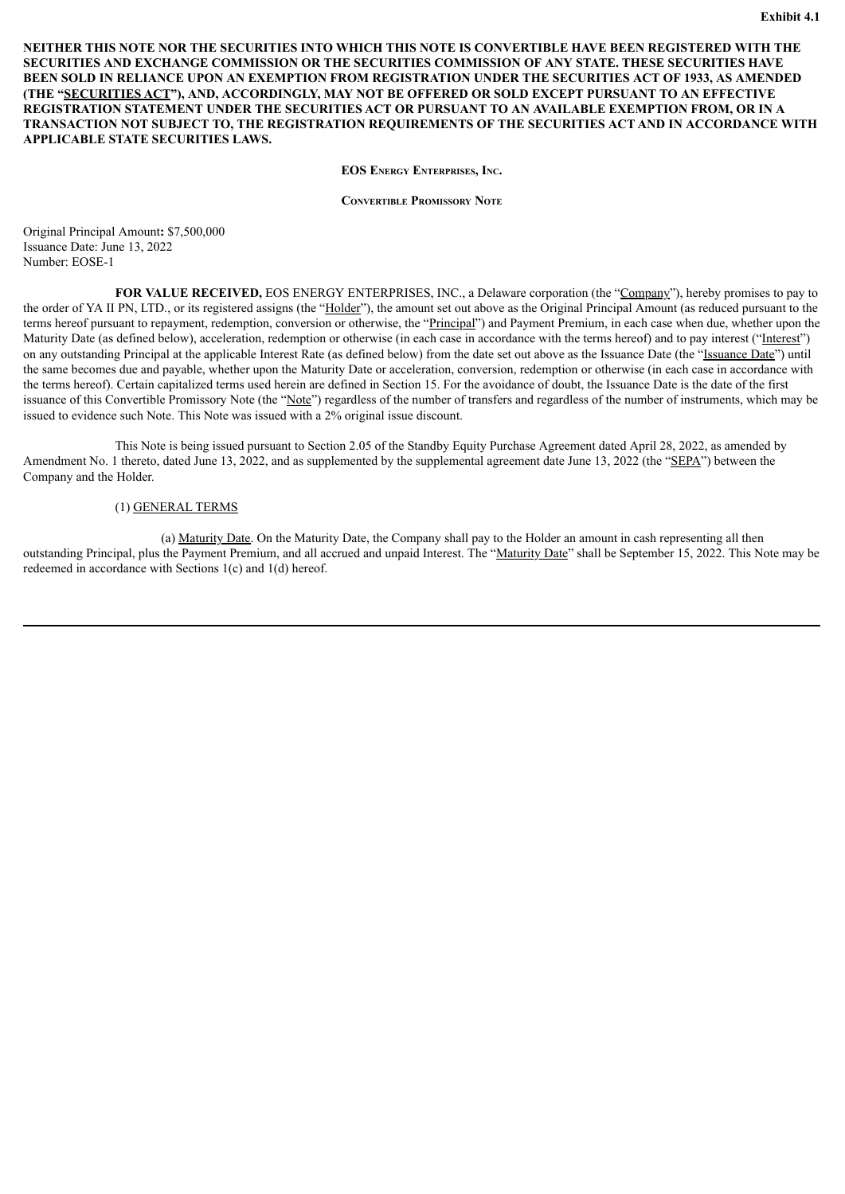Exhibit 4.1

**NEITHER THIS NOTE NOR THE SECURITIES INTO WHICH THIS NOTE IS CONVERTIBLE HAVE BEEN REGISTERED WITH THE SECURITIES AND EXCHANGE COMMISSION OR THE SECURITIES COMMISSION OF ANY STATE. THESE SECURITIES HAVE BEEN SOLD IN RELIANCE UPON AN EXEMPTION FROM REGISTRATION UNDER THE SECURITIES ACT OF 1933, AS AMENDED (THE "SECURITIES ACT"), AND, ACCORDINGLY, MAY NOT BE OFFERED OR SOLD EXCEPT PURSUANT TO AN EFFECTIVE REGISTRATION STATEMENT UNDER THE SECURITIES ACT OR PURSUANT TO AN AVAILABLE EXEMPTION FROM, OR IN A TRANSACTION NOT SUBJECT TO, THE REGISTRATION REQUIREMENTS OF THE SECURITIES ACT AND IN ACCORDANCE WITH APPLICABLE STATE SECURITIES LAWS.**

**EOS ENERGY ENTERPRISES, INC.**

**CONVERTIBLE PROMISSORY NOTE**

Original Principal Amount**:** $7,500,000
Issuance Date: June 13, 2022
Number: EOSE-1

**FOR VALUE RECEIVED,** EOS ENERGY ENTERPRISES, INC., a Delaware corporation (the "Company"), hereby promises to pay to the order of YA II PN, LTD., or its registered assigns (the "Holder"), the amount set out above as the Original Principal Amount (as reduced pursuant to the terms hereof pursuant to repayment, redemption, conversion or otherwise, the "Principal") and Payment Premium, in each case when due, whether upon the Maturity Date (as defined below), acceleration, redemption or otherwise (in each case in accordance with the terms hereof) and to pay interest ("Interest") on any outstanding Principal at the applicable Interest Rate (as defined below) from the date set out above as the Issuance Date (the "Issuance Date") until the same becomes due and payable, whether upon the Maturity Date or acceleration, conversion, redemption or otherwise (in each case in accordance with the terms hereof). Certain capitalized terms used herein are defined in Section 15. For the avoidance of doubt, the Issuance Date is the date of the first issuance of this Convertible Promissory Note (the "Note") regardless of the number of transfers and regardless of the number of instruments, which may be issued to evidence such Note. This Note was issued with a 2% original issue discount.

This Note is being issued pursuant to Section 2.05 of the Standby Equity Purchase Agreement dated April 28, 2022, as amended by Amendment No. 1 thereto, dated June 13, 2022, and as supplemented by the supplemental agreement date June 13, 2022 (the "SEPA") between the Company and the Holder.

(1) GENERAL TERMS

(a) Maturity Date. On the Maturity Date, the Company shall pay to the Holder an amount in cash representing all then outstanding Principal, plus the Payment Premium, and all accrued and unpaid Interest. The "Maturity Date" shall be September 15, 2022. This Note may be redeemed in accordance with Sections 1(c) and 1(d) hereof.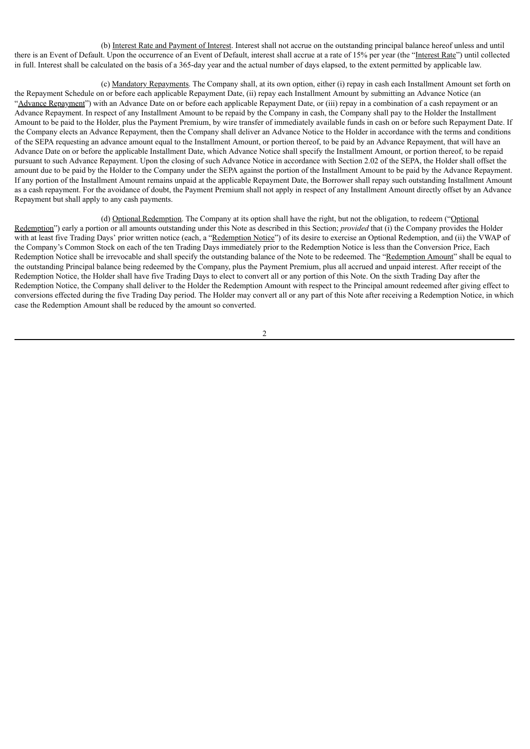(b) Interest Rate and Payment of Interest. Interest shall not accrue on the outstanding principal balance hereof unless and until there is an Event of Default. Upon the occurrence of an Event of Default, interest shall accrue at a rate of 15% per year (the "Interest Rate") until collected in full. Interest shall be calculated on the basis of a 365-day year and the actual number of days elapsed, to the extent permitted by applicable law.

(c) Mandatory Repayments. The Company shall, at its own option, either (i) repay in cash each Installment Amount set forth on the Repayment Schedule on or before each applicable Repayment Date, (ii) repay each Installment Amount by submitting an Advance Notice (an "Advance Repayment") with an Advance Date on or before each applicable Repayment Date, or (iii) repay in a combination of a cash repayment or an Advance Repayment. In respect of any Installment Amount to be repaid by the Company in cash, the Company shall pay to the Holder the Installment Amount to be paid to the Holder, plus the Payment Premium, by wire transfer of immediately available funds in cash on or before such Repayment Date. If the Company elects an Advance Repayment, then the Company shall deliver an Advance Notice to the Holder in accordance with the terms and conditions of the SEPA requesting an advance amount equal to the Installment Amount, or portion thereof, to be paid by an Advance Repayment, that will have an Advance Date on or before the applicable Installment Date, which Advance Notice shall specify the Installment Amount, or portion thereof, to be repaid pursuant to such Advance Repayment. Upon the closing of such Advance Notice in accordance with Section 2.02 of the SEPA, the Holder shall offset the amount due to be paid by the Holder to the Company under the SEPA against the portion of the Installment Amount to be paid by the Advance Repayment. If any portion of the Installment Amount remains unpaid at the applicable Repayment Date, the Borrower shall repay such outstanding Installment Amount as a cash repayment. For the avoidance of doubt, the Payment Premium shall not apply in respect of any Installment Amount directly offset by an Advance Repayment but shall apply to any cash payments.

(d) Optional Redemption. The Company at its option shall have the right, but not the obligation, to redeem ("Optional Redemption") early a portion or all amounts outstanding under this Note as described in this Section; *provided* that (i) the Company provides the Holder with at least five Trading Days' prior written notice (each, a "Redemption Notice") of its desire to exercise an Optional Redemption, and (ii) the VWAP of the Company's Common Stock on each of the ten Trading Days immediately prior to the Redemption Notice is less than the Conversion Price, Each Redemption Notice shall be irrevocable and shall specify the outstanding balance of the Note to be redeemed. The "Redemption Amount" shall be equal to the outstanding Principal balance being redeemed by the Company, plus the Payment Premium, plus all accrued and unpaid interest. After receipt of the Redemption Notice, the Holder shall have five Trading Days to elect to convert all or any portion of this Note. On the sixth Trading Day after the Redemption Notice, the Company shall deliver to the Holder the Redemption Amount with respect to the Principal amount redeemed after giving effect to conversions effected during the five Trading Day period. The Holder may convert all or any part of this Note after receiving a Redemption Notice, in which case the Redemption Amount shall be reduced by the amount so converted.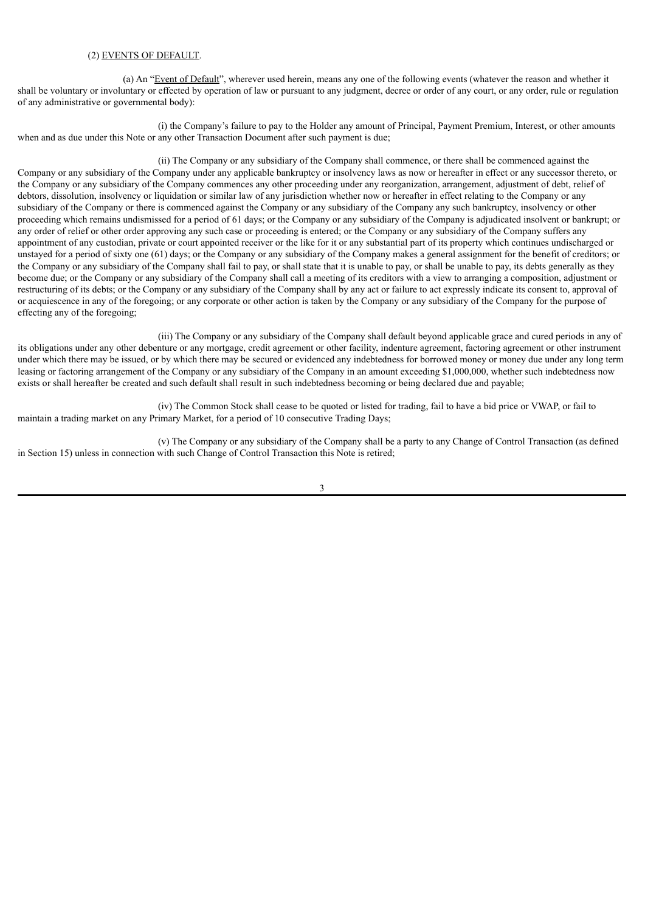(2) EVENTS OF DEFAULT.

(a) An "Event of Default", wherever used herein, means any one of the following events (whatever the reason and whether it shall be voluntary or involuntary or effected by operation of law or pursuant to any judgment, decree or order of any court, or any order, rule or regulation of any administrative or governmental body):

(i) the Company's failure to pay to the Holder any amount of Principal, Payment Premium, Interest, or other amounts when and as due under this Note or any other Transaction Document after such payment is due;

(ii) The Company or any subsidiary of the Company shall commence, or there shall be commenced against the Company or any subsidiary of the Company under any applicable bankruptcy or insolvency laws as now or hereafter in effect or any successor thereto, or the Company or any subsidiary of the Company commences any other proceeding under any reorganization, arrangement, adjustment of debt, relief of debtors, dissolution, insolvency or liquidation or similar law of any jurisdiction whether now or hereafter in effect relating to the Company or any subsidiary of the Company or there is commenced against the Company or any subsidiary of the Company any such bankruptcy, insolvency or other proceeding which remains undismissed for a period of 61 days; or the Company or any subsidiary of the Company is adjudicated insolvent or bankrupt; or any order of relief or other order approving any such case or proceeding is entered; or the Company or any subsidiary of the Company suffers any appointment of any custodian, private or court appointed receiver or the like for it or any substantial part of its property which continues undischarged or unstayed for a period of sixty one (61) days; or the Company or any subsidiary of the Company makes a general assignment for the benefit of creditors; or the Company or any subsidiary of the Company shall fail to pay, or shall state that it is unable to pay, or shall be unable to pay, its debts generally as they become due; or the Company or any subsidiary of the Company shall call a meeting of its creditors with a view to arranging a composition, adjustment or restructuring of its debts; or the Company or any subsidiary of the Company shall by any act or failure to act expressly indicate its consent to, approval of or acquiescence in any of the foregoing; or any corporate or other action is taken by the Company or any subsidiary of the Company for the purpose of effecting any of the foregoing;

(iii) The Company or any subsidiary of the Company shall default beyond applicable grace and cured periods in any of its obligations under any other debenture or any mortgage, credit agreement or other facility, indenture agreement, factoring agreement or other instrument under which there may be issued, or by which there may be secured or evidenced any indebtedness for borrowed money or money due under any long term leasing or factoring arrangement of the Company or any subsidiary of the Company in an amount exceeding $1,000,000, whether such indebtedness now exists or shall hereafter be created and such default shall result in such indebtedness becoming or being declared due and payable;

(iv) The Common Stock shall cease to be quoted or listed for trading, fail to have a bid price or VWAP, or fail to maintain a trading market on any Primary Market, for a period of 10 consecutive Trading Days;

(v) The Company or any subsidiary of the Company shall be a party to any Change of Control Transaction (as defined in Section 15) unless in connection with such Change of Control Transaction this Note is retired;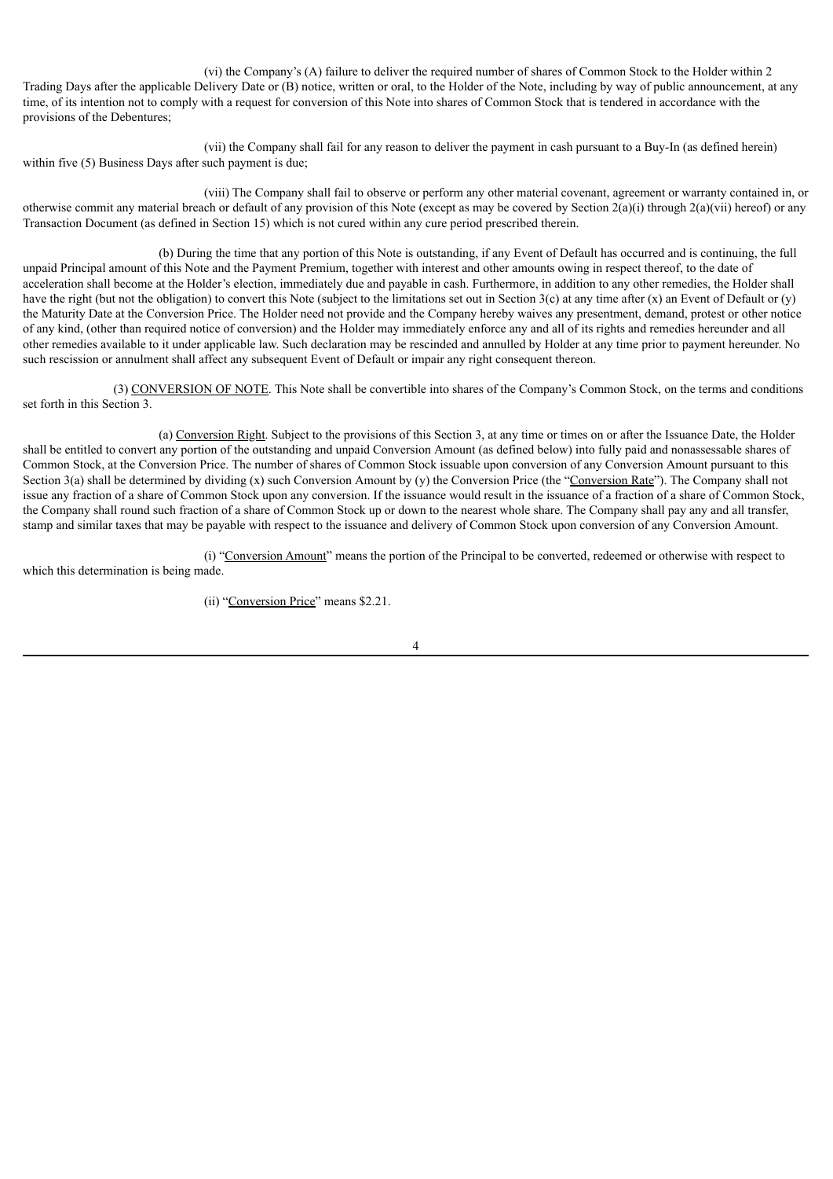(vi) the Company's (A) failure to deliver the required number of shares of Common Stock to the Holder within 2 Trading Days after the applicable Delivery Date or (B) notice, written or oral, to the Holder of the Note, including by way of public announcement, at any time, of its intention not to comply with a request for conversion of this Note into shares of Common Stock that is tendered in accordance with the provisions of the Debentures;

(vii) the Company shall fail for any reason to deliver the payment in cash pursuant to a Buy-In (as defined herein) within five (5) Business Days after such payment is due;

(viii) The Company shall fail to observe or perform any other material covenant, agreement or warranty contained in, or otherwise commit any material breach or default of any provision of this Note (except as may be covered by Section 2(a)(i) through 2(a)(vii) hereof) or any Transaction Document (as defined in Section 15) which is not cured within any cure period prescribed therein.

(b) During the time that any portion of this Note is outstanding, if any Event of Default has occurred and is continuing, the full unpaid Principal amount of this Note and the Payment Premium, together with interest and other amounts owing in respect thereof, to the date of acceleration shall become at the Holder's election, immediately due and payable in cash. Furthermore, in addition to any other remedies, the Holder shall have the right (but not the obligation) to convert this Note (subject to the limitations set out in Section 3(c) at any time after (x) an Event of Default or (y) the Maturity Date at the Conversion Price. The Holder need not provide and the Company hereby waives any presentment, demand, protest or other notice of any kind, (other than required notice of conversion) and the Holder may immediately enforce any and all of its rights and remedies hereunder and all other remedies available to it under applicable law. Such declaration may be rescinded and annulled by Holder at any time prior to payment hereunder. No such rescission or annulment shall affect any subsequent Event of Default or impair any right consequent thereon.

(3) <u>CONVERSION OF NOTE</u>. This Note shall be convertible into shares of the Company's Common Stock, on the terms and conditions set forth in this Section 3.

(a) <u>Conversion Right</u>. Subject to the provisions of this Section 3, at any time or times on or after the Issuance Date, the Holder shall be entitled to convert any portion of the outstanding and unpaid Conversion Amount (as defined below) into fully paid and nonassessable shares of Common Stock, at the Conversion Price. The number of shares of Common Stock issuable upon conversion of any Conversion Amount pursuant to this Section 3(a) shall be determined by dividing (x) such Conversion Amount by (y) the Conversion Price (the "<u>Conversion Rate</u>"). The Company shall not issue any fraction of a share of Common Stock upon any conversion. If the issuance would result in the issuance of a fraction of a share of Common Stock, the Company shall round such fraction of a share of Common Stock up or down to the nearest whole share. The Company shall pay any and all transfer, stamp and similar taxes that may be payable with respect to the issuance and delivery of Common Stock upon conversion of any Conversion Amount.

(i) "<u>Conversion Amount</u>" means the portion of the Principal to be converted, redeemed or otherwise with respect to which this determination is being made.

(ii) "<u>Conversion Price</u>" means $2.21.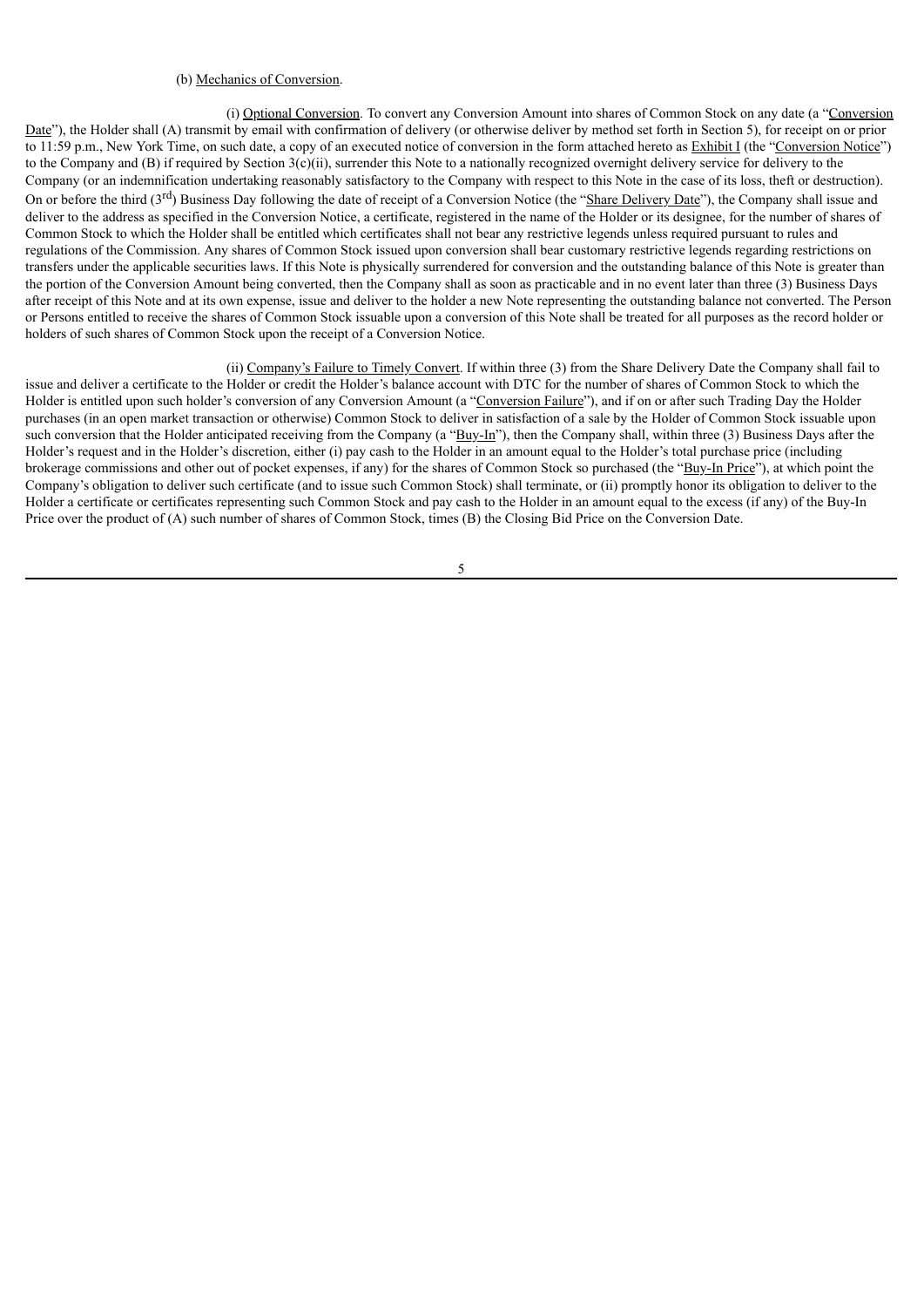(b) Mechanics of Conversion.

(i) Optional Conversion. To convert any Conversion Amount into shares of Common Stock on any date (a "Conversion Date"), the Holder shall (A) transmit by email with confirmation of delivery (or otherwise deliver by method set forth in Section 5), for receipt on or prior to 11:59 p.m., New York Time, on such date, a copy of an executed notice of conversion in the form attached hereto as Exhibit I (the "Conversion Notice") to the Company and (B) if required by Section 3(c)(ii), surrender this Note to a nationally recognized overnight delivery service for delivery to the Company (or an indemnification undertaking reasonably satisfactory to the Company with respect to this Note in the case of its loss, theft or destruction). On or before the third (3rd) Business Day following the date of receipt of a Conversion Notice (the "Share Delivery Date"), the Company shall issue and deliver to the address as specified in the Conversion Notice, a certificate, registered in the name of the Holder or its designee, for the number of shares of Common Stock to which the Holder shall be entitled which certificates shall not bear any restrictive legends unless required pursuant to rules and regulations of the Commission. Any shares of Common Stock issued upon conversion shall bear customary restrictive legends regarding restrictions on transfers under the applicable securities laws. If this Note is physically surrendered for conversion and the outstanding balance of this Note is greater than the portion of the Conversion Amount being converted, then the Company shall as soon as practicable and in no event later than three (3) Business Days after receipt of this Note and at its own expense, issue and deliver to the holder a new Note representing the outstanding balance not converted. The Person or Persons entitled to receive the shares of Common Stock issuable upon a conversion of this Note shall be treated for all purposes as the record holder or holders of such shares of Common Stock upon the receipt of a Conversion Notice.

(ii) Company's Failure to Timely Convert. If within three (3) from the Share Delivery Date the Company shall fail to issue and deliver a certificate to the Holder or credit the Holder's balance account with DTC for the number of shares of Common Stock to which the Holder is entitled upon such holder's conversion of any Conversion Amount (a "Conversion Failure"), and if on or after such Trading Day the Holder purchases (in an open market transaction or otherwise) Common Stock to deliver in satisfaction of a sale by the Holder of Common Stock issuable upon such conversion that the Holder anticipated receiving from the Company (a "Buy-In"), then the Company shall, within three (3) Business Days after the Holder's request and in the Holder's discretion, either (i) pay cash to the Holder in an amount equal to the Holder's total purchase price (including brokerage commissions and other out of pocket expenses, if any) for the shares of Common Stock so purchased (the "Buy-In Price"), at which point the Company's obligation to deliver such certificate (and to issue such Common Stock) shall terminate, or (ii) promptly honor its obligation to deliver to the Holder a certificate or certificates representing such Common Stock and pay cash to the Holder in an amount equal to the excess (if any) of the Buy-In Price over the product of (A) such number of shares of Common Stock, times (B) the Closing Bid Price on the Conversion Date.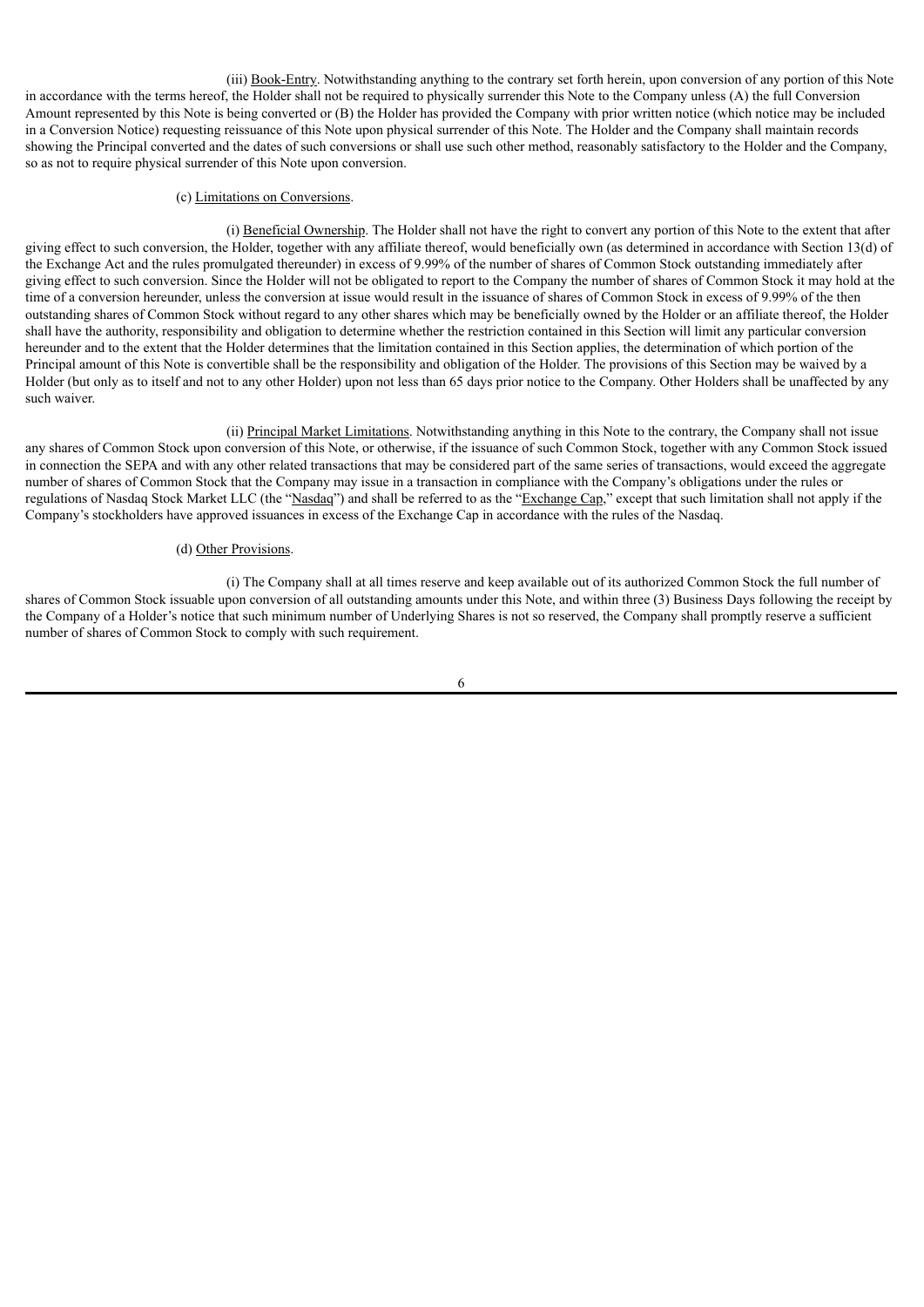(iii) Book-Entry. Notwithstanding anything to the contrary set forth herein, upon conversion of any portion of this Note in accordance with the terms hereof, the Holder shall not be required to physically surrender this Note to the Company unless (A) the full Conversion Amount represented by this Note is being converted or (B) the Holder has provided the Company with prior written notice (which notice may be included in a Conversion Notice) requesting reissuance of this Note upon physical surrender of this Note. The Holder and the Company shall maintain records showing the Principal converted and the dates of such conversions or shall use such other method, reasonably satisfactory to the Holder and the Company, so as not to require physical surrender of this Note upon conversion.

(c) Limitations on Conversions.

(i) Beneficial Ownership. The Holder shall not have the right to convert any portion of this Note to the extent that after giving effect to such conversion, the Holder, together with any affiliate thereof, would beneficially own (as determined in accordance with Section 13(d) of the Exchange Act and the rules promulgated thereunder) in excess of 9.99% of the number of shares of Common Stock outstanding immediately after giving effect to such conversion. Since the Holder will not be obligated to report to the Company the number of shares of Common Stock it may hold at the time of a conversion hereunder, unless the conversion at issue would result in the issuance of shares of Common Stock in excess of 9.99% of the then outstanding shares of Common Stock without regard to any other shares which may be beneficially owned by the Holder or an affiliate thereof, the Holder shall have the authority, responsibility and obligation to determine whether the restriction contained in this Section will limit any particular conversion hereunder and to the extent that the Holder determines that the limitation contained in this Section applies, the determination of which portion of the Principal amount of this Note is convertible shall be the responsibility and obligation of the Holder. The provisions of this Section may be waived by a Holder (but only as to itself and not to any other Holder) upon not less than 65 days prior notice to the Company. Other Holders shall be unaffected by any such waiver.

(ii) Principal Market Limitations. Notwithstanding anything in this Note to the contrary, the Company shall not issue any shares of Common Stock upon conversion of this Note, or otherwise, if the issuance of such Common Stock, together with any Common Stock issued in connection the SEPA and with any other related transactions that may be considered part of the same series of transactions, would exceed the aggregate number of shares of Common Stock that the Company may issue in a transaction in compliance with the Company's obligations under the rules or regulations of Nasdaq Stock Market LLC (the "Nasdaq") and shall be referred to as the "Exchange Cap," except that such limitation shall not apply if the Company's stockholders have approved issuances in excess of the Exchange Cap in accordance with the rules of the Nasdaq.

(d) Other Provisions.

(i) The Company shall at all times reserve and keep available out of its authorized Common Stock the full number of shares of Common Stock issuable upon conversion of all outstanding amounts under this Note, and within three (3) Business Days following the receipt by the Company of a Holder's notice that such minimum number of Underlying Shares is not so reserved, the Company shall promptly reserve a sufficient number of shares of Common Stock to comply with such requirement.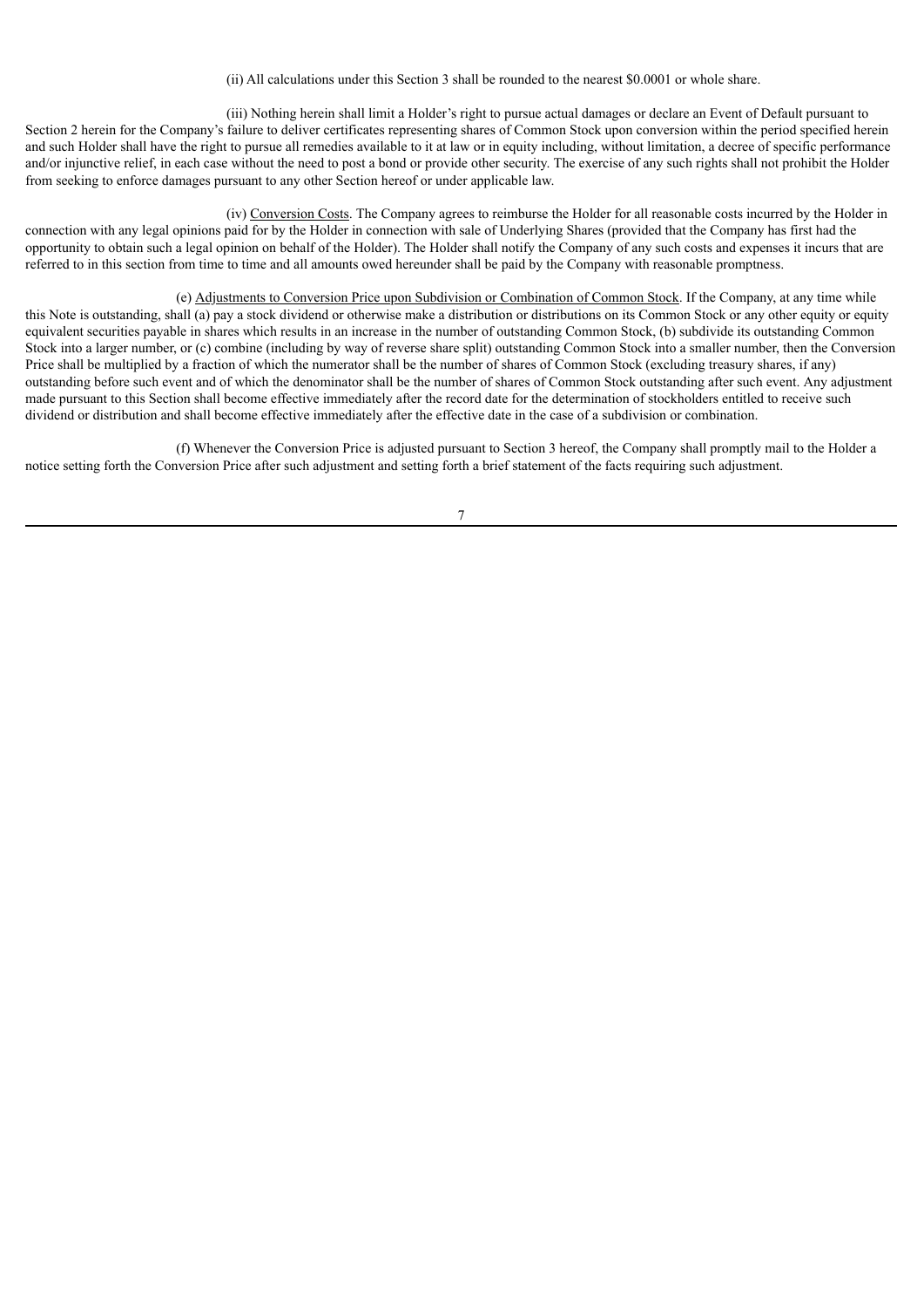(ii) All calculations under this Section 3 shall be rounded to the nearest $0.0001 or whole share.

(iii) Nothing herein shall limit a Holder's right to pursue actual damages or declare an Event of Default pursuant to Section 2 herein for the Company's failure to deliver certificates representing shares of Common Stock upon conversion within the period specified herein and such Holder shall have the right to pursue all remedies available to it at law or in equity including, without limitation, a decree of specific performance and/or injunctive relief, in each case without the need to post a bond or provide other security. The exercise of any such rights shall not prohibit the Holder from seeking to enforce damages pursuant to any other Section hereof or under applicable law.

(iv) Conversion Costs. The Company agrees to reimburse the Holder for all reasonable costs incurred by the Holder in connection with any legal opinions paid for by the Holder in connection with sale of Underlying Shares (provided that the Company has first had the opportunity to obtain such a legal opinion on behalf of the Holder). The Holder shall notify the Company of any such costs and expenses it incurs that are referred to in this section from time to time and all amounts owed hereunder shall be paid by the Company with reasonable promptness.

(e) Adjustments to Conversion Price upon Subdivision or Combination of Common Stock. If the Company, at any time while this Note is outstanding, shall (a) pay a stock dividend or otherwise make a distribution or distributions on its Common Stock or any other equity or equity equivalent securities payable in shares which results in an increase in the number of outstanding Common Stock, (b) subdivide its outstanding Common Stock into a larger number, or (c) combine (including by way of reverse share split) outstanding Common Stock into a smaller number, then the Conversion Price shall be multiplied by a fraction of which the numerator shall be the number of shares of Common Stock (excluding treasury shares, if any) outstanding before such event and of which the denominator shall be the number of shares of Common Stock outstanding after such event. Any adjustment made pursuant to this Section shall become effective immediately after the record date for the determination of stockholders entitled to receive such dividend or distribution and shall become effective immediately after the effective date in the case of a subdivision or combination.

(f) Whenever the Conversion Price is adjusted pursuant to Section 3 hereof, the Company shall promptly mail to the Holder a notice setting forth the Conversion Price after such adjustment and setting forth a brief statement of the facts requiring such adjustment.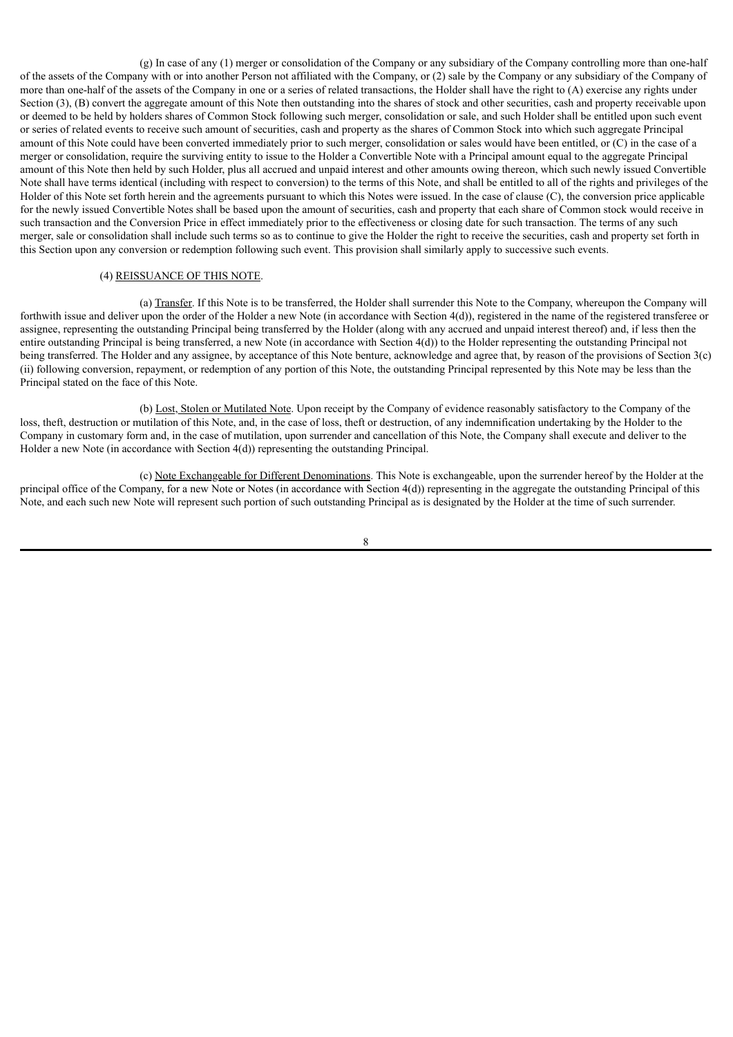(g) In case of any (1) merger or consolidation of the Company or any subsidiary of the Company controlling more than one-half of the assets of the Company with or into another Person not affiliated with the Company, or (2) sale by the Company or any subsidiary of the Company of more than one-half of the assets of the Company in one or a series of related transactions, the Holder shall have the right to (A) exercise any rights under Section (3), (B) convert the aggregate amount of this Note then outstanding into the shares of stock and other securities, cash and property receivable upon or deemed to be held by holders shares of Common Stock following such merger, consolidation or sale, and such Holder shall be entitled upon such event or series of related events to receive such amount of securities, cash and property as the shares of Common Stock into which such aggregate Principal amount of this Note could have been converted immediately prior to such merger, consolidation or sales would have been entitled, or (C) in the case of a merger or consolidation, require the surviving entity to issue to the Holder a Convertible Note with a Principal amount equal to the aggregate Principal amount of this Note then held by such Holder, plus all accrued and unpaid interest and other amounts owing thereon, which such newly issued Convertible Note shall have terms identical (including with respect to conversion) to the terms of this Note, and shall be entitled to all of the rights and privileges of the Holder of this Note set forth herein and the agreements pursuant to which this Notes were issued. In the case of clause (C), the conversion price applicable for the newly issued Convertible Notes shall be based upon the amount of securities, cash and property that each share of Common stock would receive in such transaction and the Conversion Price in effect immediately prior to the effectiveness or closing date for such transaction. The terms of any such merger, sale or consolidation shall include such terms so as to continue to give the Holder the right to receive the securities, cash and property set forth in this Section upon any conversion or redemption following such event. This provision shall similarly apply to successive such events.

(4) REISSUANCE OF THIS NOTE.

(a) Transfer. If this Note is to be transferred, the Holder shall surrender this Note to the Company, whereupon the Company will forthwith issue and deliver upon the order of the Holder a new Note (in accordance with Section 4(d)), registered in the name of the registered transferee or assignee, representing the outstanding Principal being transferred by the Holder (along with any accrued and unpaid interest thereof) and, if less then the entire outstanding Principal is being transferred, a new Note (in accordance with Section 4(d)) to the Holder representing the outstanding Principal not being transferred. The Holder and any assignee, by acceptance of this Note benture, acknowledge and agree that, by reason of the provisions of Section 3(c)(ii) following conversion, repayment, or redemption of any portion of this Note, the outstanding Principal represented by this Note may be less than the Principal stated on the face of this Note.

(b) Lost, Stolen or Mutilated Note. Upon receipt by the Company of evidence reasonably satisfactory to the Company of the loss, theft, destruction or mutilation of this Note, and, in the case of loss, theft or destruction, of any indemnification undertaking by the Holder to the Company in customary form and, in the case of mutilation, upon surrender and cancellation of this Note, the Company shall execute and deliver to the Holder a new Note (in accordance with Section 4(d)) representing the outstanding Principal.

(c) Note Exchangeable for Different Denominations. This Note is exchangeable, upon the surrender hereof by the Holder at the principal office of the Company, for a new Note or Notes (in accordance with Section 4(d)) representing in the aggregate the outstanding Principal of this Note, and each such new Note will represent such portion of such outstanding Principal as is designated by the Holder at the time of such surrender.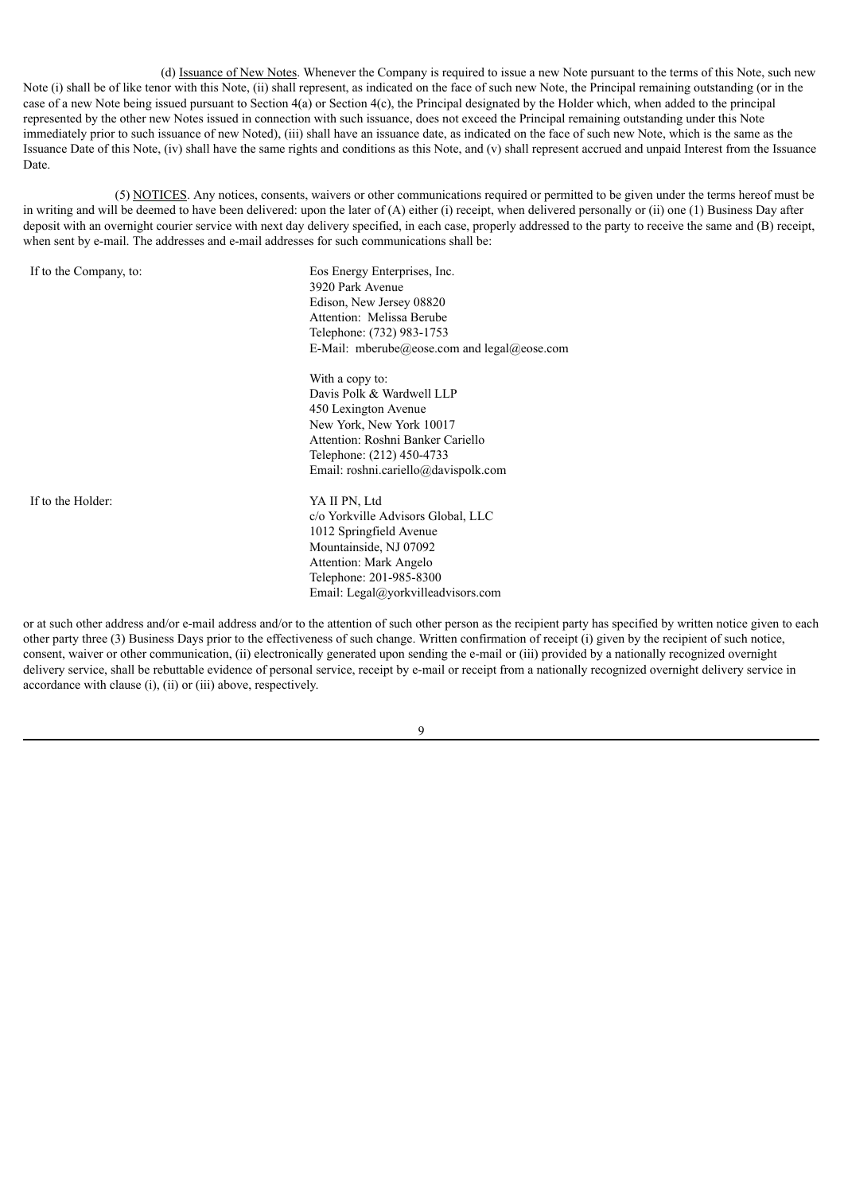(d) Issuance of New Notes. Whenever the Company is required to issue a new Note pursuant to the terms of this Note, such new Note (i) shall be of like tenor with this Note, (ii) shall represent, as indicated on the face of such new Note, the Principal remaining outstanding (or in the case of a new Note being issued pursuant to Section 4(a) or Section 4(c), the Principal designated by the Holder which, when added to the principal represented by the other new Notes issued in connection with such issuance, does not exceed the Principal remaining outstanding under this Note immediately prior to such issuance of new Noted), (iii) shall have an issuance date, as indicated on the face of such new Note, which is the same as the Issuance Date of this Note, (iv) shall have the same rights and conditions as this Note, and (v) shall represent accrued and unpaid Interest from the Issuance Date.

(5) NOTICES. Any notices, consents, waivers or other communications required or permitted to be given under the terms hereof must be in writing and will be deemed to have been delivered: upon the later of (A) either (i) receipt, when delivered personally or (ii) one (1) Business Day after deposit with an overnight courier service with next day delivery specified, in each case, properly addressed to the party to receive the same and (B) receipt, when sent by e-mail. The addresses and e-mail addresses for such communications shall be:

If to the Company, to:

Eos Energy Enterprises, Inc.
3920 Park Avenue
Edison, New Jersey 08820
Attention: Melissa Berube
Telephone: (732) 983-1753
E-Mail: mberube@eose.com and legal@eose.com

With a copy to:
Davis Polk & Wardwell LLP
450 Lexington Avenue
New York, New York 10017
Attention: Roshni Banker Cariello
Telephone: (212) 450-4733
Email: roshni.cariello@davispolk.com

If to the Holder:

YA II PN, Ltd
c/o Yorkville Advisors Global, LLC
1012 Springfield Avenue
Mountainside, NJ 07092
Attention: Mark Angelo
Telephone: 201-985-8300
Email: Legal@yorkvilleadvisors.com

or at such other address and/or e-mail address and/or to the attention of such other person as the recipient party has specified by written notice given to each other party three (3) Business Days prior to the effectiveness of such change. Written confirmation of receipt (i) given by the recipient of such notice, consent, waiver or other communication, (ii) electronically generated upon sending the e-mail or (iii) provided by a nationally recognized overnight delivery service, shall be rebuttable evidence of personal service, receipt by e-mail or receipt from a nationally recognized overnight delivery service in accordance with clause (i), (ii) or (iii) above, respectively.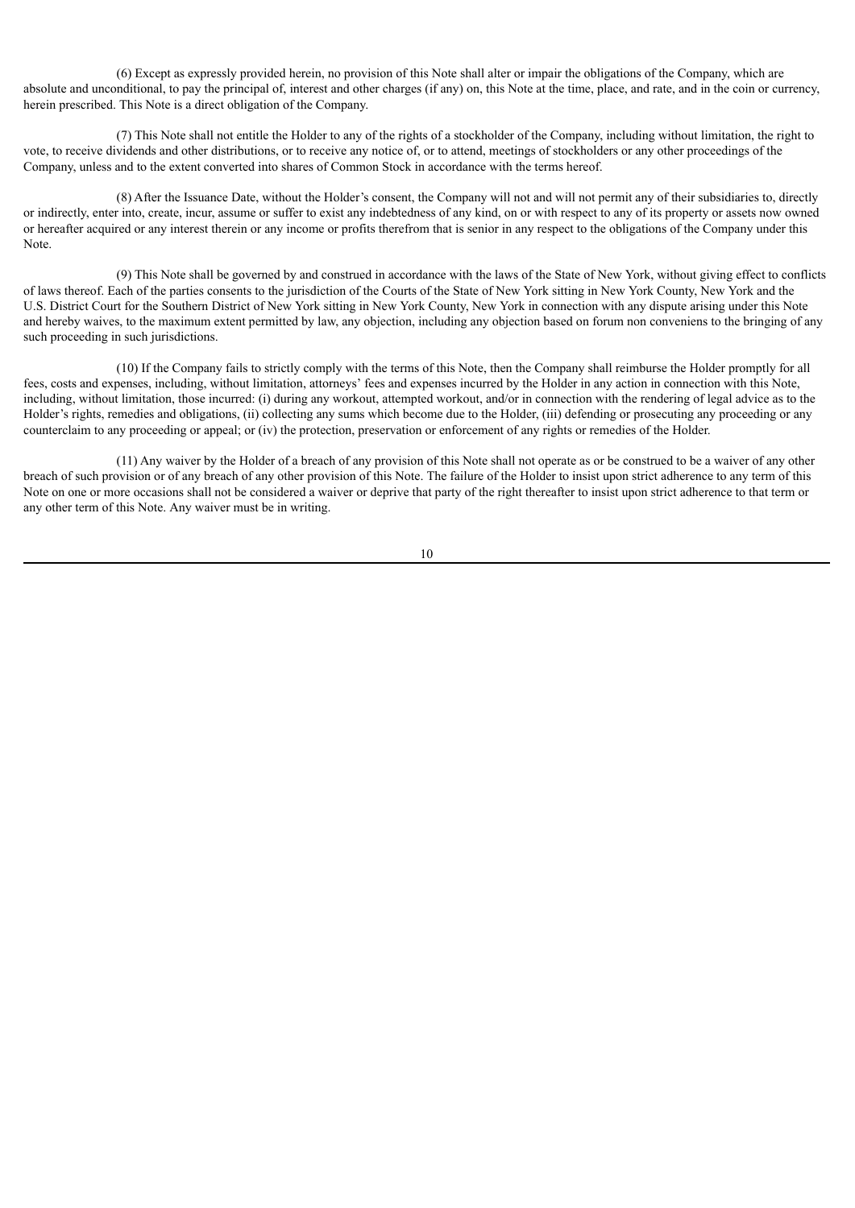(6) Except as expressly provided herein, no provision of this Note shall alter or impair the obligations of the Company, which are absolute and unconditional, to pay the principal of, interest and other charges (if any) on, this Note at the time, place, and rate, and in the coin or currency, herein prescribed. This Note is a direct obligation of the Company.

(7) This Note shall not entitle the Holder to any of the rights of a stockholder of the Company, including without limitation, the right to vote, to receive dividends and other distributions, or to receive any notice of, or to attend, meetings of stockholders or any other proceedings of the Company, unless and to the extent converted into shares of Common Stock in accordance with the terms hereof.

(8) After the Issuance Date, without the Holder's consent, the Company will not and will not permit any of their subsidiaries to, directly or indirectly, enter into, create, incur, assume or suffer to exist any indebtedness of any kind, on or with respect to any of its property or assets now owned or hereafter acquired or any interest therein or any income or profits therefrom that is senior in any respect to the obligations of the Company under this Note.

(9) This Note shall be governed by and construed in accordance with the laws of the State of New York, without giving effect to conflicts of laws thereof. Each of the parties consents to the jurisdiction of the Courts of the State of New York sitting in New York County, New York and the U.S. District Court for the Southern District of New York sitting in New York County, New York in connection with any dispute arising under this Note and hereby waives, to the maximum extent permitted by law, any objection, including any objection based on forum non conveniens to the bringing of any such proceeding in such jurisdictions.

(10) If the Company fails to strictly comply with the terms of this Note, then the Company shall reimburse the Holder promptly for all fees, costs and expenses, including, without limitation, attorneys' fees and expenses incurred by the Holder in any action in connection with this Note, including, without limitation, those incurred: (i) during any workout, attempted workout, and/or in connection with the rendering of legal advice as to the Holder's rights, remedies and obligations, (ii) collecting any sums which become due to the Holder, (iii) defending or prosecuting any proceeding or any counterclaim to any proceeding or appeal; or (iv) the protection, preservation or enforcement of any rights or remedies of the Holder.

(11) Any waiver by the Holder of a breach of any provision of this Note shall not operate as or be construed to be a waiver of any other breach of such provision or of any breach of any other provision of this Note. The failure of the Holder to insist upon strict adherence to any term of this Note on one or more occasions shall not be considered a waiver or deprive that party of the right thereafter to insist upon strict adherence to that term or any other term of this Note. Any waiver must be in writing.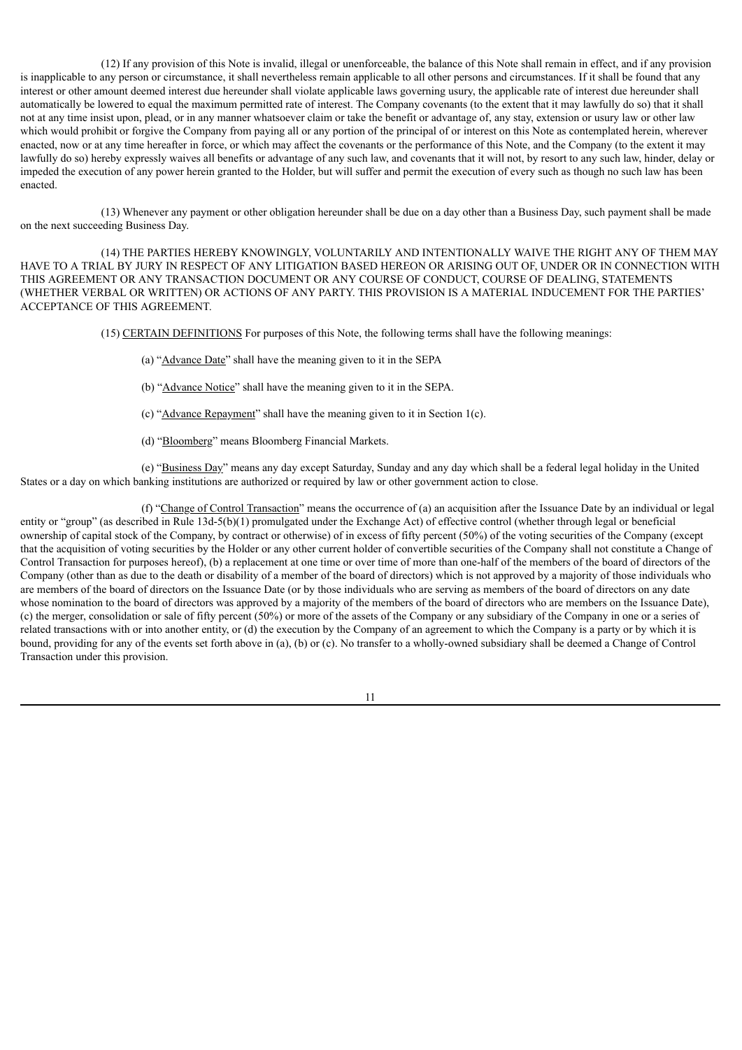(12) If any provision of this Note is invalid, illegal or unenforceable, the balance of this Note shall remain in effect, and if any provision is inapplicable to any person or circumstance, it shall nevertheless remain applicable to all other persons and circumstances. If it shall be found that any interest or other amount deemed interest due hereunder shall violate applicable laws governing usury, the applicable rate of interest due hereunder shall automatically be lowered to equal the maximum permitted rate of interest. The Company covenants (to the extent that it may lawfully do so) that it shall not at any time insist upon, plead, or in any manner whatsoever claim or take the benefit or advantage of, any stay, extension or usury law or other law which would prohibit or forgive the Company from paying all or any portion of the principal of or interest on this Note as contemplated herein, wherever enacted, now or at any time hereafter in force, or which may affect the covenants or the performance of this Note, and the Company (to the extent it may lawfully do so) hereby expressly waives all benefits or advantage of any such law, and covenants that it will not, by resort to any such law, hinder, delay or impeded the execution of any power herein granted to the Holder, but will suffer and permit the execution of every such as though no such law has been enacted.

(13) Whenever any payment or other obligation hereunder shall be due on a day other than a Business Day, such payment shall be made on the next succeeding Business Day.

(14) THE PARTIES HEREBY KNOWINGLY, VOLUNTARILY AND INTENTIONALLY WAIVE THE RIGHT ANY OF THEM MAY HAVE TO A TRIAL BY JURY IN RESPECT OF ANY LITIGATION BASED HEREON OR ARISING OUT OF, UNDER OR IN CONNECTION WITH THIS AGREEMENT OR ANY TRANSACTION DOCUMENT OR ANY COURSE OF CONDUCT, COURSE OF DEALING, STATEMENTS (WHETHER VERBAL OR WRITTEN) OR ACTIONS OF ANY PARTY. THIS PROVISION IS A MATERIAL INDUCEMENT FOR THE PARTIES' ACCEPTANCE OF THIS AGREEMENT.

(15) CERTAIN DEFINITIONS For purposes of this Note, the following terms shall have the following meanings:

(a) "Advance Date" shall have the meaning given to it in the SEPA

(b) "Advance Notice" shall have the meaning given to it in the SEPA.

(c) "Advance Repayment" shall have the meaning given to it in Section 1(c).

(d) "Bloomberg" means Bloomberg Financial Markets.

(e) "Business Day" means any day except Saturday, Sunday and any day which shall be a federal legal holiday in the United States or a day on which banking institutions are authorized or required by law or other government action to close.

(f) "Change of Control Transaction" means the occurrence of (a) an acquisition after the Issuance Date by an individual or legal entity or "group" (as described in Rule 13d-5(b)(1) promulgated under the Exchange Act) of effective control (whether through legal or beneficial ownership of capital stock of the Company, by contract or otherwise) of in excess of fifty percent (50%) of the voting securities of the Company (except that the acquisition of voting securities by the Holder or any other current holder of convertible securities of the Company shall not constitute a Change of Control Transaction for purposes hereof), (b) a replacement at one time or over time of more than one-half of the members of the board of directors of the Company (other than as due to the death or disability of a member of the board of directors) which is not approved by a majority of those individuals who are members of the board of directors on the Issuance Date (or by those individuals who are serving as members of the board of directors on any date whose nomination to the board of directors was approved by a majority of the members of the board of directors who are members on the Issuance Date), (c) the merger, consolidation or sale of fifty percent (50%) or more of the assets of the Company or any subsidiary of the Company in one or a series of related transactions with or into another entity, or (d) the execution by the Company of an agreement to which the Company is a party or by which it is bound, providing for any of the events set forth above in (a), (b) or (c). No transfer to a wholly-owned subsidiary shall be deemed a Change of Control Transaction under this provision.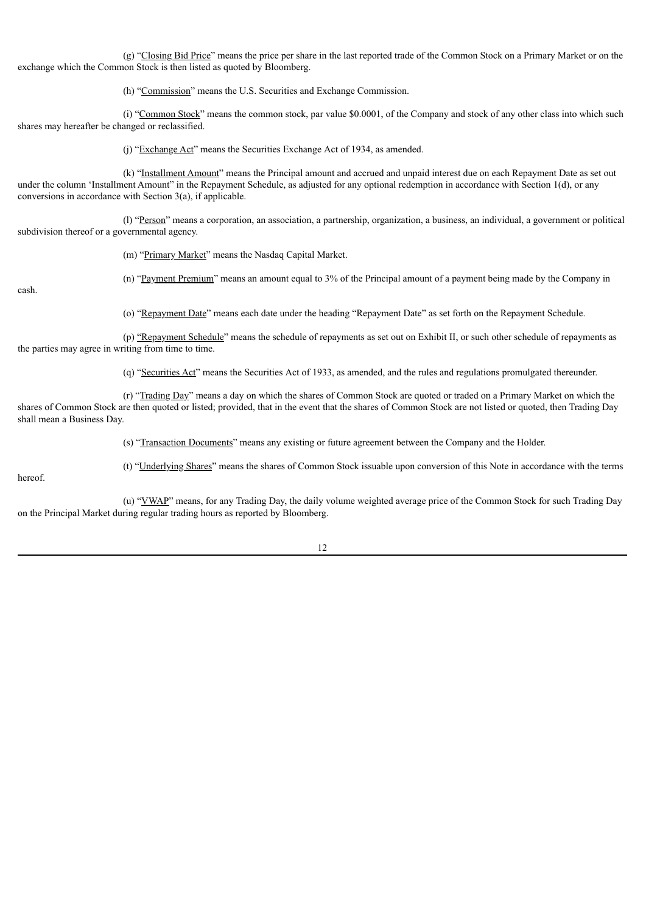(g) "Closing Bid Price" means the price per share in the last reported trade of the Common Stock on a Primary Market or on the exchange which the Common Stock is then listed as quoted by Bloomberg.

(h) "Commission" means the U.S. Securities and Exchange Commission.

(i) "Common Stock" means the common stock, par value $0.0001, of the Company and stock of any other class into which such shares may hereafter be changed or reclassified.

(j) "Exchange Act" means the Securities Exchange Act of 1934, as amended.

(k) "Installment Amount" means the Principal amount and accrued and unpaid interest due on each Repayment Date as set out under the column 'Installment Amount" in the Repayment Schedule, as adjusted for any optional redemption in accordance with Section 1(d), or any conversions in accordance with Section 3(a), if applicable.

(l) "Person" means a corporation, an association, a partnership, organization, a business, an individual, a government or political subdivision thereof or a governmental agency.

(m) "Primary Market" means the Nasdaq Capital Market.

(n) "Payment Premium" means an amount equal to 3% of the Principal amount of a payment being made by the Company in cash.

(o) "Repayment Date" means each date under the heading "Repayment Date" as set forth on the Repayment Schedule.

(p) "Repayment Schedule" means the schedule of repayments as set out on Exhibit II, or such other schedule of repayments as the parties may agree in writing from time to time.

(q) "Securities Act" means the Securities Act of 1933, as amended, and the rules and regulations promulgated thereunder.

(r) "Trading Day" means a day on which the shares of Common Stock are quoted or traded on a Primary Market on which the shares of Common Stock are then quoted or listed; provided, that in the event that the shares of Common Stock are not listed or quoted, then Trading Day shall mean a Business Day.

(s) "Transaction Documents" means any existing or future agreement between the Company and the Holder.

(t) "Underlying Shares" means the shares of Common Stock issuable upon conversion of this Note in accordance with the terms hereof.

(u) "VWAP" means, for any Trading Day, the daily volume weighted average price of the Common Stock for such Trading Day on the Principal Market during regular trading hours as reported by Bloomberg.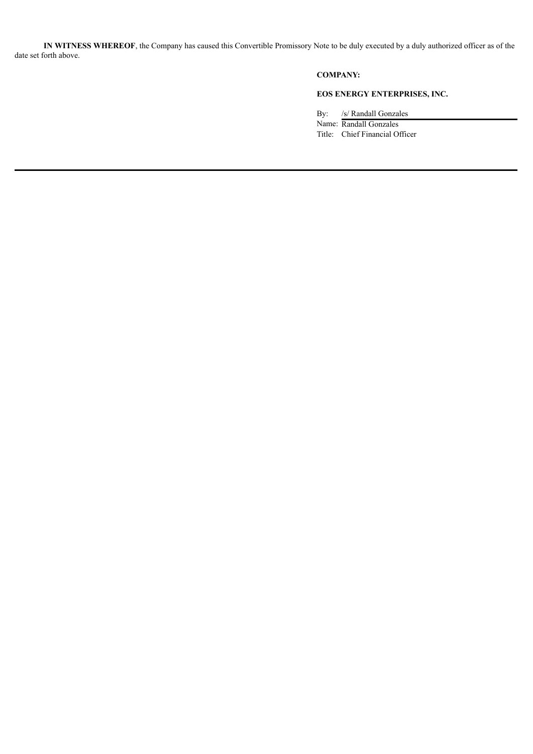**IN WITNESS WHEREOF**, the Company has caused this Convertible Promissory Note to be duly executed by a duly authorized officer as of the date set forth above.

**COMPANY:**

**EOS ENERGY ENTERPRISES, INC.**

By: /s/ Randall Gonzales
Name: Randall Gonzales
Title: Chief Financial Officer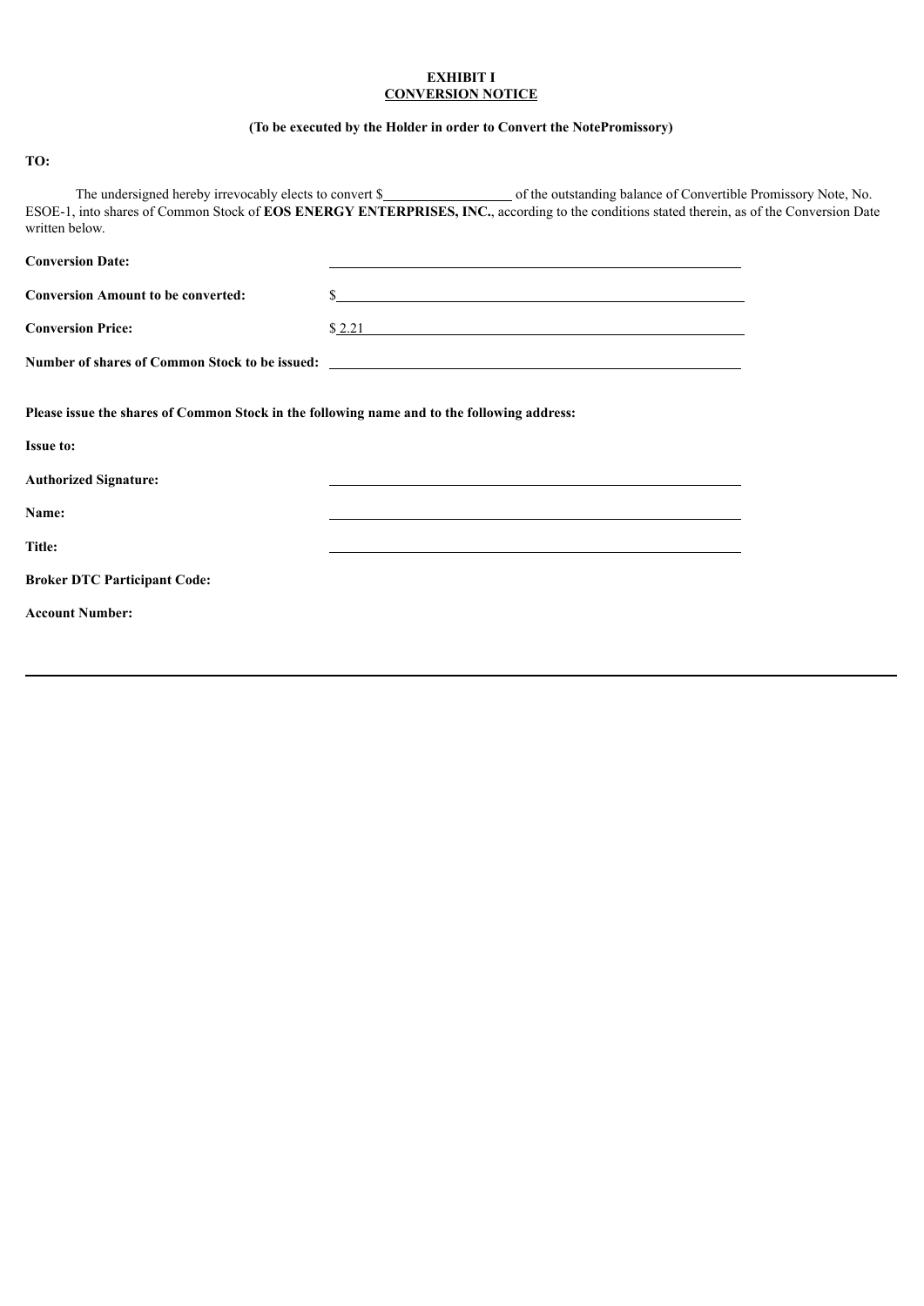**EXHIBIT I**
**CONVERSION NOTICE**

**(To be executed by the Holder in order to Convert the NotePromissory)**

**TO:**

The undersigned hereby irrevocably elects to convert $\_\_\_\_\_\_\_\_\_\_\_\_\_\_\_\_\_\_ of the outstanding balance of Convertible Promissory Note, No. ESOE-1, into shares of Common Stock of **EOS ENERGY ENTERPRISES, INC.**, according to the conditions stated therein, as of the Conversion Date written below.

**Conversion Date:** \_\_\_\_\_\_\_\_\_\_\_\_\_\_\_\_\_\_\_\_\_\_\_\_\_\_\_\_\_\_\_\_\_\_\_\_\_\_\_\_\_\_\_\_\_\_\_\_

**Conversion Amount to be converted:** $\_\_\_\_\_\_\_\_\_\_\_\_\_\_\_\_\_\_\_\_\_\_\_\_\_\_\_\_\_\_\_\_\_\_\_\_\_\_\_\_\_\_\_\_\_\_\_\_

**Conversion Price:** $ 2.21

**Number of shares of Common Stock to be issued:** \_\_\_\_\_\_\_\_\_\_\_\_\_\_\_\_\_\_\_\_\_\_\_\_\_\_\_\_\_\_\_\_\_\_\_\_\_\_\_\_\_\_\_\_\_\_\_\_

**Please issue the shares of Common Stock in the following name and to the following address:**

**Issue to:**

**Authorized Signature:** \_\_\_\_\_\_\_\_\_\_\_\_\_\_\_\_\_\_\_\_\_\_\_\_\_\_\_\_\_\_\_\_\_\_\_\_\_\_\_\_\_\_\_\_\_\_\_\_

**Name:** \_\_\_\_\_\_\_\_\_\_\_\_\_\_\_\_\_\_\_\_\_\_\_\_\_\_\_\_\_\_\_\_\_\_\_\_\_\_\_\_\_\_\_\_\_\_\_\_

**Title:** \_\_\_\_\_\_\_\_\_\_\_\_\_\_\_\_\_\_\_\_\_\_\_\_\_\_\_\_\_\_\_\_\_\_\_\_\_\_\_\_\_\_\_\_\_\_\_\_

**Broker DTC Participant Code:**

**Account Number:**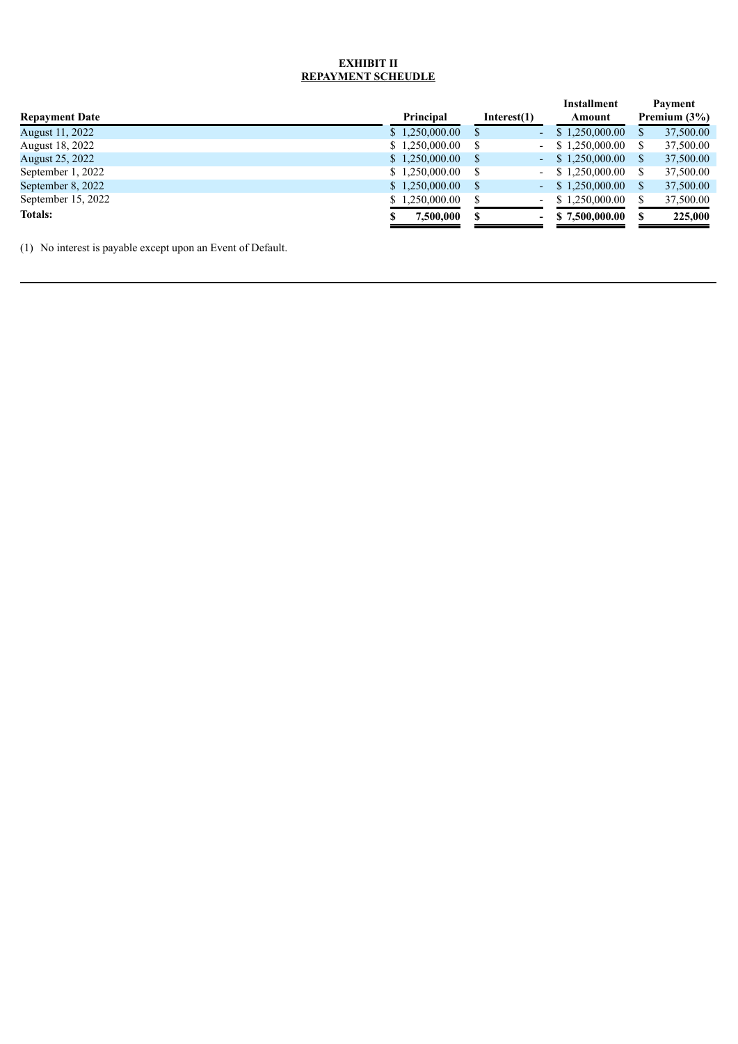**EXHIBIT II**

**REPAYMENT SCHEUDLE**

| Repayment Date | Principal | Interest(1) | Installment Amount | Payment Premium (3%) |
|---|---|---|---|---|
| August 11, 2022 | $ 1,250,000.00 | $ - | $ 1,250,000.00 | $ 37,500.00 |
| August 18, 2022 | $ 1,250,000.00 | $ - | $ 1,250,000.00 | $ 37,500.00 |
| August 25, 2022 | $ 1,250,000.00 | $ - | $ 1,250,000.00 | $ 37,500.00 |
| September 1, 2022 | $ 1,250,000.00 | $ - | $ 1,250,000.00 | $ 37,500.00 |
| September 8, 2022 | $ 1,250,000.00 | $ - | $ 1,250,000.00 | $ 37,500.00 |
| September 15, 2022 | $ 1,250,000.00 | $ - | $ 1,250,000.00 | $ 37,500.00 |
| **Totals:** | **$ 7,500,000** | **$ -** | **$ 7,500,000.00** | **$ 225,000** |

(1) No interest is payable except upon an Event of Default.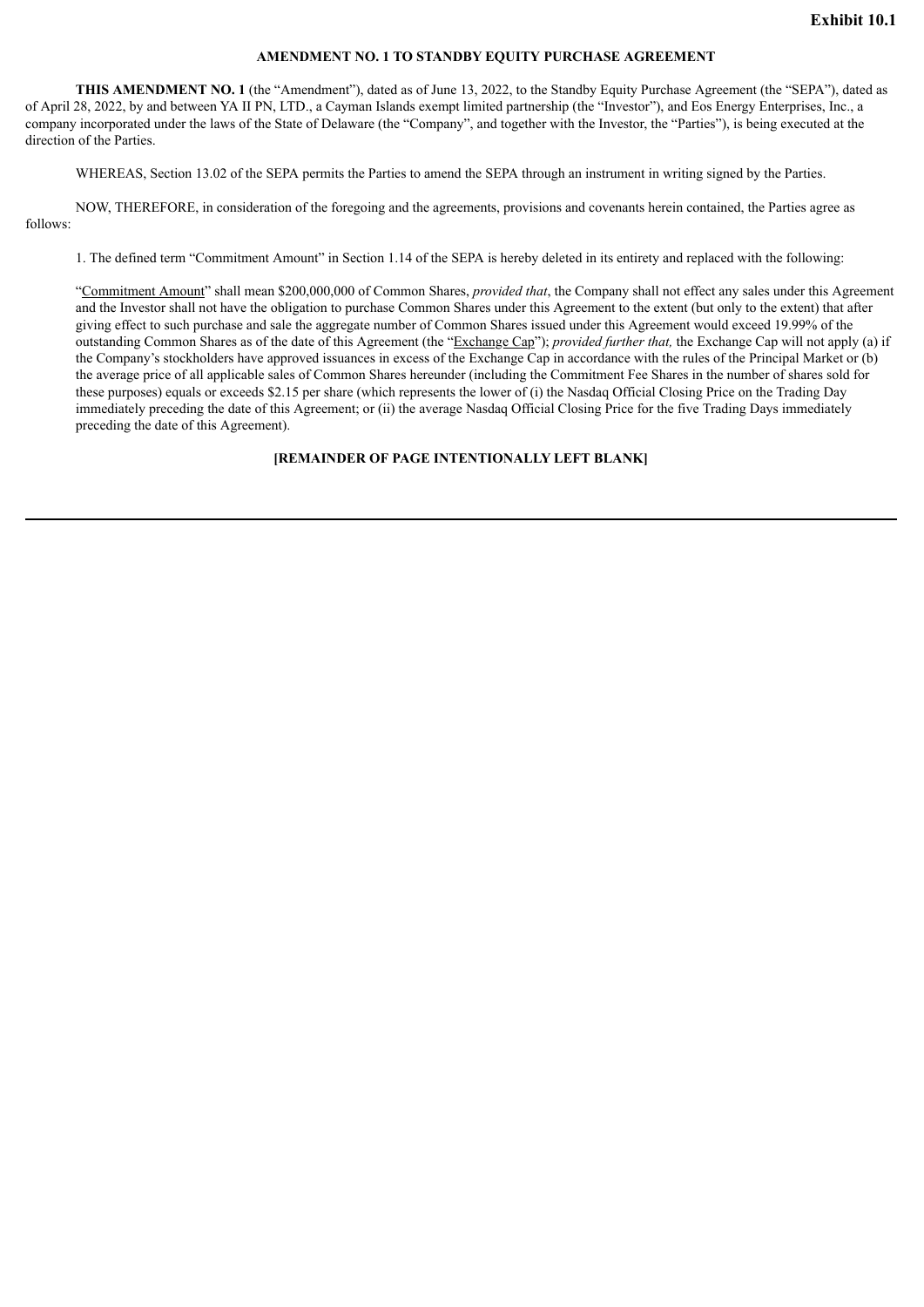**Exhibit 10.1**

**AMENDMENT NO. 1 TO STANDBY EQUITY PURCHASE AGREEMENT**

**THIS AMENDMENT NO. 1** (the "Amendment"), dated as of June 13, 2022, to the Standby Equity Purchase Agreement (the "SEPA"), dated as of April 28, 2022, by and between YA II PN, LTD., a Cayman Islands exempt limited partnership (the "Investor"), and Eos Energy Enterprises, Inc., a company incorporated under the laws of the State of Delaware (the "Company", and together with the Investor, the "Parties"), is being executed at the direction of the Parties.

WHEREAS, Section 13.02 of the SEPA permits the Parties to amend the SEPA through an instrument in writing signed by the Parties.

NOW, THEREFORE, in consideration of the foregoing and the agreements, provisions and covenants herein contained, the Parties agree as follows:

1. The defined term "Commitment Amount" in Section 1.14 of the SEPA is hereby deleted in its entirety and replaced with the following:

"Commitment Amount" shall mean $200,000,000 of Common Shares, *provided that*, the Company shall not effect any sales under this Agreement and the Investor shall not have the obligation to purchase Common Shares under this Agreement to the extent (but only to the extent) that after giving effect to such purchase and sale the aggregate number of Common Shares issued under this Agreement would exceed 19.99% of the outstanding Common Shares as of the date of this Agreement (the "Exchange Cap"); *provided further that,* the Exchange Cap will not apply (a) if the Company's stockholders have approved issuances in excess of the Exchange Cap in accordance with the rules of the Principal Market or (b) the average price of all applicable sales of Common Shares hereunder (including the Commitment Fee Shares in the number of shares sold for these purposes) equals or exceeds $2.15 per share (which represents the lower of (i) the Nasdaq Official Closing Price on the Trading Day immediately preceding the date of this Agreement; or (ii) the average Nasdaq Official Closing Price for the five Trading Days immediately preceding the date of this Agreement).

**[REMAINDER OF PAGE INTENTIONALLY LEFT BLANK]**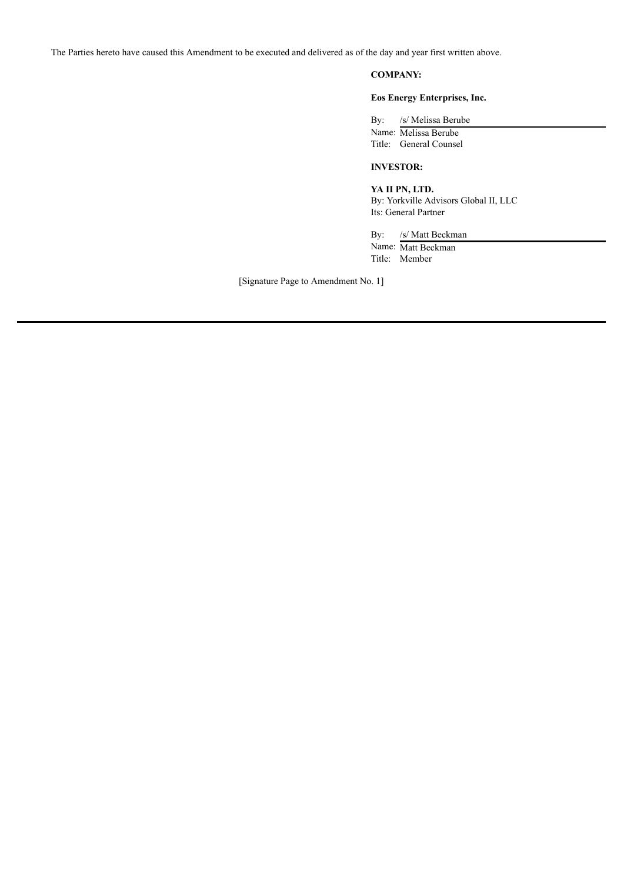The Parties hereto have caused this Amendment to be executed and delivered as of the day and year first written above.

**COMPANY:**

**Eos Energy Enterprises, Inc.**

By: /s/ Melissa Berube
Name: Melissa Berube
Title: General Counsel

**INVESTOR:**

**YA II PN, LTD.**
By: Yorkville Advisors Global II, LLC
Its: General Partner

By: /s/ Matt Beckman
Name: Matt Beckman
Title: Member

[Signature Page to Amendment No. 1]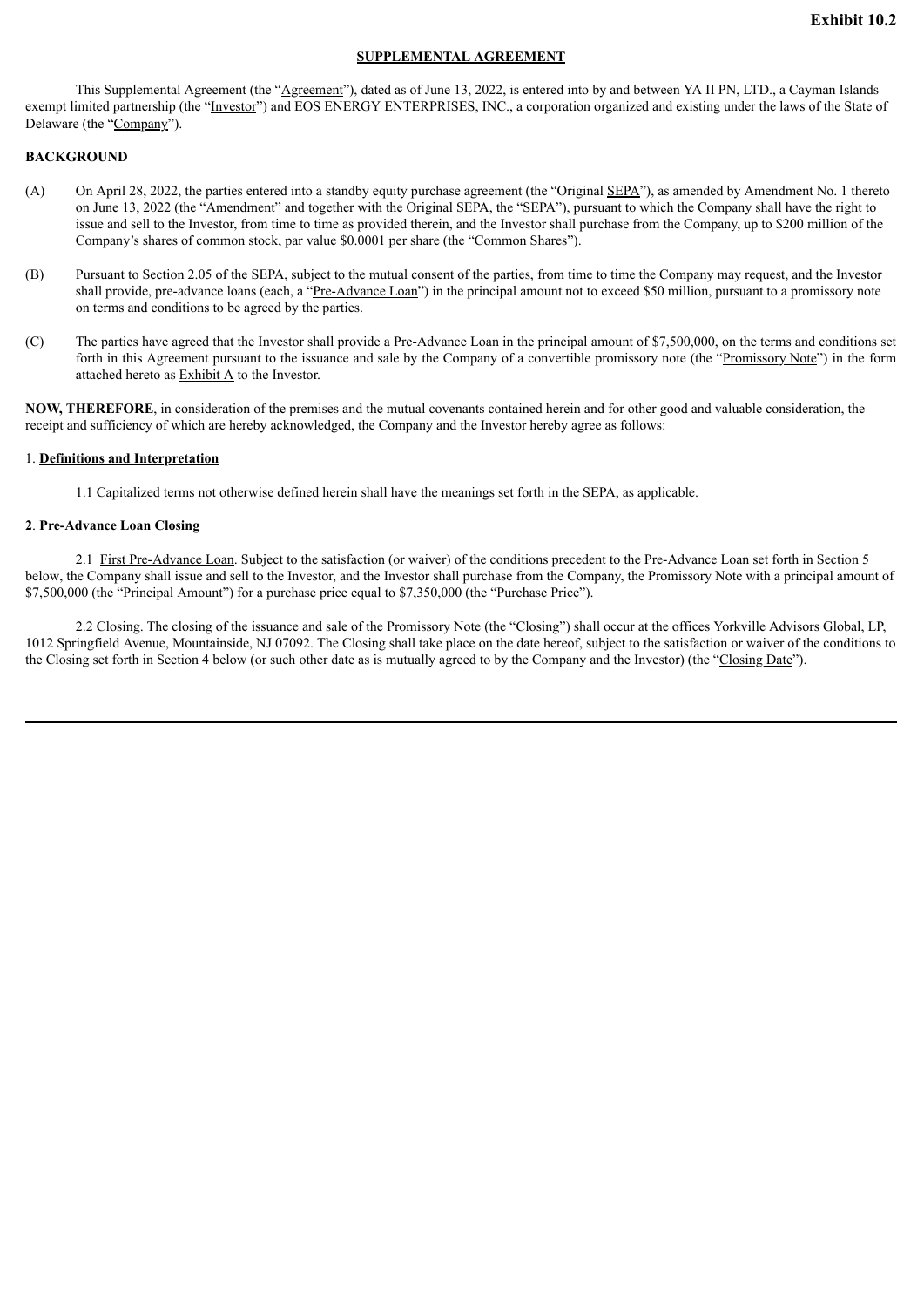**Exhibit 10.2**

**SUPPLEMENTAL AGREEMENT**

This Supplemental Agreement (the "Agreement"), dated as of June 13, 2022, is entered into by and between YA II PN, LTD., a Cayman Islands exempt limited partnership (the "Investor") and EOS ENERGY ENTERPRISES, INC., a corporation organized and existing under the laws of the State of Delaware (the "Company").

**BACKGROUND**

(A) On April 28, 2022, the parties entered into a standby equity purchase agreement (the "Original SEPA"), as amended by Amendment No. 1 thereto on June 13, 2022 (the "Amendment" and together with the Original SEPA, the "SEPA"), pursuant to which the Company shall have the right to issue and sell to the Investor, from time to time as provided therein, and the Investor shall purchase from the Company, up to $200 million of the Company's shares of common stock, par value $0.0001 per share (the "Common Shares").

(B) Pursuant to Section 2.05 of the SEPA, subject to the mutual consent of the parties, from time to time the Company may request, and the Investor shall provide, pre-advance loans (each, a "Pre-Advance Loan") in the principal amount not to exceed $50 million, pursuant to a promissory note on terms and conditions to be agreed by the parties.

(C) The parties have agreed that the Investor shall provide a Pre-Advance Loan in the principal amount of $7,500,000, on the terms and conditions set forth in this Agreement pursuant to the issuance and sale by the Company of a convertible promissory note (the "Promissory Note") in the form attached hereto as Exhibit A to the Investor.

**NOW, THEREFORE**, in consideration of the premises and the mutual covenants contained herein and for other good and valuable consideration, the receipt and sufficiency of which are hereby acknowledged, the Company and the Investor hereby agree as follows:

1. **Definitions and Interpretation**

1.1 Capitalized terms not otherwise defined herein shall have the meanings set forth in the SEPA, as applicable.

**2**. **Pre-Advance Loan Closing**

2.1 First Pre-Advance Loan. Subject to the satisfaction (or waiver) of the conditions precedent to the Pre-Advance Loan set forth in Section 5 below, the Company shall issue and sell to the Investor, and the Investor shall purchase from the Company, the Promissory Note with a principal amount of $7,500,000 (the "Principal Amount") for a purchase price equal to $7,350,000 (the "Purchase Price").

2.2 Closing. The closing of the issuance and sale of the Promissory Note (the "Closing") shall occur at the offices Yorkville Advisors Global, LP, 1012 Springfield Avenue, Mountainside, NJ 07092. The Closing shall take place on the date hereof, subject to the satisfaction or waiver of the conditions to the Closing set forth in Section 4 below (or such other date as is mutually agreed to by the Company and the Investor) (the "Closing Date").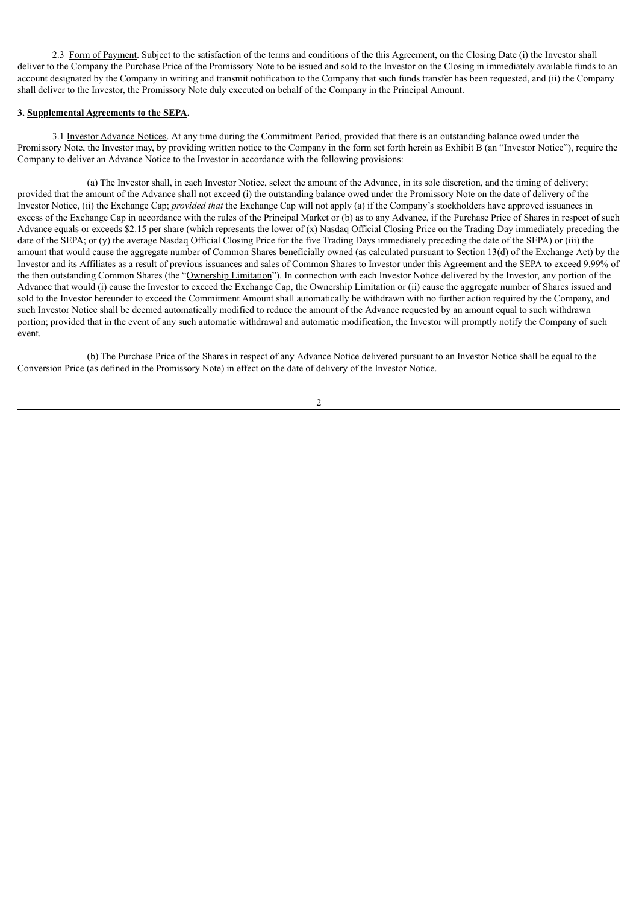2.3 Form of Payment. Subject to the satisfaction of the terms and conditions of the this Agreement, on the Closing Date (i) the Investor shall deliver to the Company the Purchase Price of the Promissory Note to be issued and sold to the Investor on the Closing in immediately available funds to an account designated by the Company in writing and transmit notification to the Company that such funds transfer has been requested, and (ii) the Company shall deliver to the Investor, the Promissory Note duly executed on behalf of the Company in the Principal Amount.

**3. Supplemental Agreements to the SEPA.**

3.1 Investor Advance Notices. At any time during the Commitment Period, provided that there is an outstanding balance owed under the Promissory Note, the Investor may, by providing written notice to the Company in the form set forth herein as Exhibit B (an "Investor Notice"), require the Company to deliver an Advance Notice to the Investor in accordance with the following provisions:

(a) The Investor shall, in each Investor Notice, select the amount of the Advance, in its sole discretion, and the timing of delivery; provided that the amount of the Advance shall not exceed (i) the outstanding balance owed under the Promissory Note on the date of delivery of the Investor Notice, (ii) the Exchange Cap; *provided that* the Exchange Cap will not apply (a) if the Company's stockholders have approved issuances in excess of the Exchange Cap in accordance with the rules of the Principal Market or (b) as to any Advance, if the Purchase Price of Shares in respect of such Advance equals or exceeds $2.15 per share (which represents the lower of (x) Nasdaq Official Closing Price on the Trading Day immediately preceding the date of the SEPA; or (y) the average Nasdaq Official Closing Price for the five Trading Days immediately preceding the date of the SEPA) or (iii) the amount that would cause the aggregate number of Common Shares beneficially owned (as calculated pursuant to Section 13(d) of the Exchange Act) by the Investor and its Affiliates as a result of previous issuances and sales of Common Shares to Investor under this Agreement and the SEPA to exceed 9.99% of the then outstanding Common Shares (the "Ownership Limitation"). In connection with each Investor Notice delivered by the Investor, any portion of the Advance that would (i) cause the Investor to exceed the Exchange Cap, the Ownership Limitation or (ii) cause the aggregate number of Shares issued and sold to the Investor hereunder to exceed the Commitment Amount shall automatically be withdrawn with no further action required by the Company, and such Investor Notice shall be deemed automatically modified to reduce the amount of the Advance requested by an amount equal to such withdrawn portion; provided that in the event of any such automatic withdrawal and automatic modification, the Investor will promptly notify the Company of such event.

(b) The Purchase Price of the Shares in respect of any Advance Notice delivered pursuant to an Investor Notice shall be equal to the Conversion Price (as defined in the Promissory Note) in effect on the date of delivery of the Investor Notice.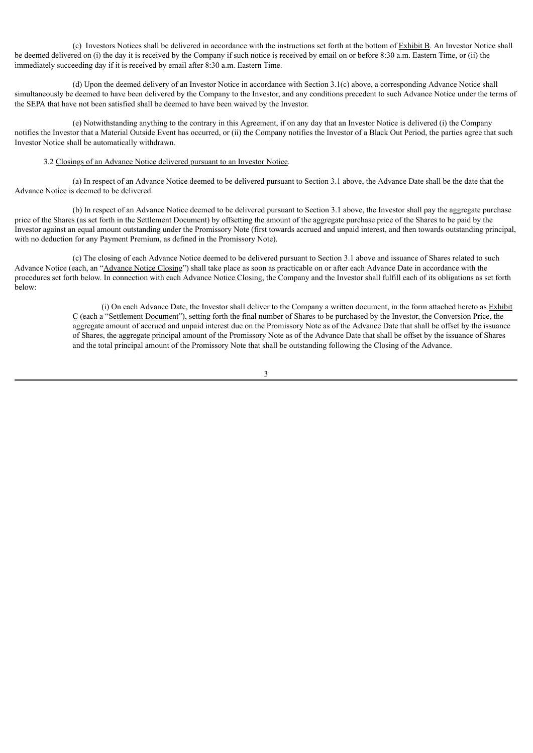(c) Investors Notices shall be delivered in accordance with the instructions set forth at the bottom of Exhibit B. An Investor Notice shall be deemed delivered on (i) the day it is received by the Company if such notice is received by email on or before 8:30 a.m. Eastern Time, or (ii) the immediately succeeding day if it is received by email after 8:30 a.m. Eastern Time.

(d) Upon the deemed delivery of an Investor Notice in accordance with Section 3.1(c) above, a corresponding Advance Notice shall simultaneously be deemed to have been delivered by the Company to the Investor, and any conditions precedent to such Advance Notice under the terms of the SEPA that have not been satisfied shall be deemed to have been waived by the Investor.

(e) Notwithstanding anything to the contrary in this Agreement, if on any day that an Investor Notice is delivered (i) the Company notifies the Investor that a Material Outside Event has occurred, or (ii) the Company notifies the Investor of a Black Out Period, the parties agree that such Investor Notice shall be automatically withdrawn.

3.2 Closings of an Advance Notice delivered pursuant to an Investor Notice.

(a) In respect of an Advance Notice deemed to be delivered pursuant to Section 3.1 above, the Advance Date shall be the date that the Advance Notice is deemed to be delivered.

(b) In respect of an Advance Notice deemed to be delivered pursuant to Section 3.1 above, the Investor shall pay the aggregate purchase price of the Shares (as set forth in the Settlement Document) by offsetting the amount of the aggregate purchase price of the Shares to be paid by the Investor against an equal amount outstanding under the Promissory Note (first towards accrued and unpaid interest, and then towards outstanding principal, with no deduction for any Payment Premium, as defined in the Promissory Note).

(c) The closing of each Advance Notice deemed to be delivered pursuant to Section 3.1 above and issuance of Shares related to such Advance Notice (each, an "Advance Notice Closing") shall take place as soon as practicable on or after each Advance Date in accordance with the procedures set forth below. In connection with each Advance Notice Closing, the Company and the Investor shall fulfill each of its obligations as set forth below:

(i) On each Advance Date, the Investor shall deliver to the Company a written document, in the form attached hereto as Exhibit C (each a "Settlement Document"), setting forth the final number of Shares to be purchased by the Investor, the Conversion Price, the aggregate amount of accrued and unpaid interest due on the Promissory Note as of the Advance Date that shall be offset by the issuance of Shares, the aggregate principal amount of the Promissory Note as of the Advance Date that shall be offset by the issuance of Shares and the total principal amount of the Promissory Note that shall be outstanding following the Closing of the Advance.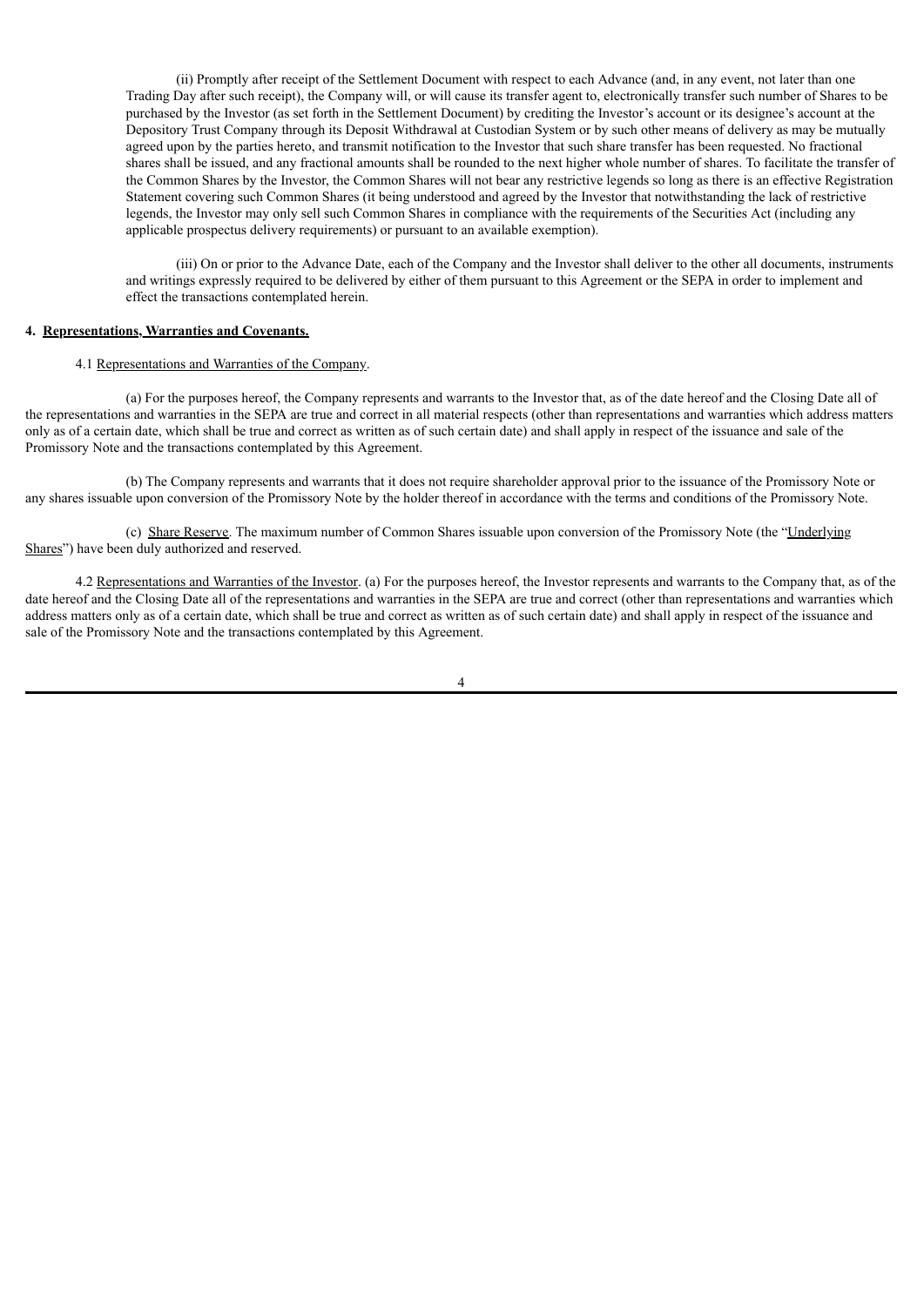(ii) Promptly after receipt of the Settlement Document with respect to each Advance (and, in any event, not later than one Trading Day after such receipt), the Company will, or will cause its transfer agent to, electronically transfer such number of Shares to be purchased by the Investor (as set forth in the Settlement Document) by crediting the Investor's account or its designee's account at the Depository Trust Company through its Deposit Withdrawal at Custodian System or by such other means of delivery as may be mutually agreed upon by the parties hereto, and transmit notification to the Investor that such share transfer has been requested. No fractional shares shall be issued, and any fractional amounts shall be rounded to the next higher whole number of shares. To facilitate the transfer of the Common Shares by the Investor, the Common Shares will not bear any restrictive legends so long as there is an effective Registration Statement covering such Common Shares (it being understood and agreed by the Investor that notwithstanding the lack of restrictive legends, the Investor may only sell such Common Shares in compliance with the requirements of the Securities Act (including any applicable prospectus delivery requirements) or pursuant to an available exemption).

(iii) On or prior to the Advance Date, each of the Company and the Investor shall deliver to the other all documents, instruments and writings expressly required to be delivered by either of them pursuant to this Agreement or the SEPA in order to implement and effect the transactions contemplated herein.

**4. Representations, Warranties and Covenants.**

4.1 Representations and Warranties of the Company.

(a) For the purposes hereof, the Company represents and warrants to the Investor that, as of the date hereof and the Closing Date all of the representations and warranties in the SEPA are true and correct in all material respects (other than representations and warranties which address matters only as of a certain date, which shall be true and correct as written as of such certain date) and shall apply in respect of the issuance and sale of the Promissory Note and the transactions contemplated by this Agreement.

(b) The Company represents and warrants that it does not require shareholder approval prior to the issuance of the Promissory Note or any shares issuable upon conversion of the Promissory Note by the holder thereof in accordance with the terms and conditions of the Promissory Note.

(c) Share Reserve. The maximum number of Common Shares issuable upon conversion of the Promissory Note (the "Underlying Shares") have been duly authorized and reserved.

4.2 Representations and Warranties of the Investor. (a) For the purposes hereof, the Investor represents and warrants to the Company that, as of the date hereof and the Closing Date all of the representations and warranties in the SEPA are true and correct (other than representations and warranties which address matters only as of a certain date, which shall be true and correct as written as of such certain date) and shall apply in respect of the issuance and sale of the Promissory Note and the transactions contemplated by this Agreement.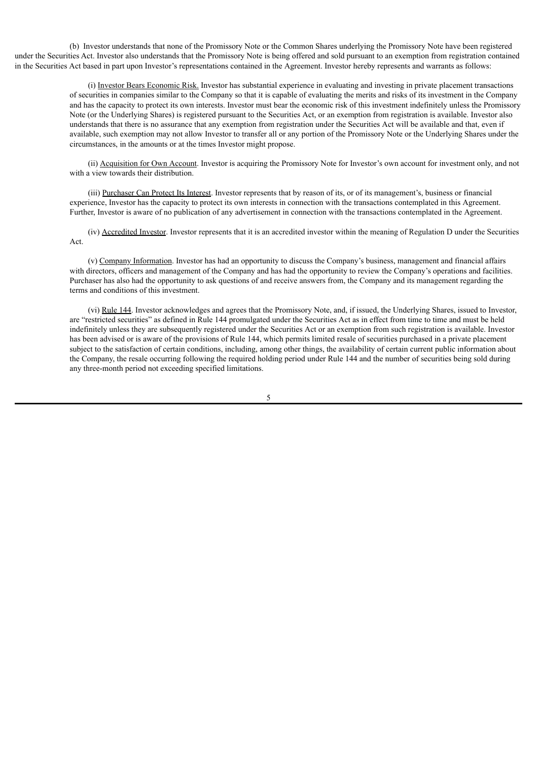(b) Investor understands that none of the Promissory Note or the Common Shares underlying the Promissory Note have been registered under the Securities Act. Investor also understands that the Promissory Note is being offered and sold pursuant to an exemption from registration contained in the Securities Act based in part upon Investor's representations contained in the Agreement. Investor hereby represents and warrants as follows:

(i) Investor Bears Economic Risk. Investor has substantial experience in evaluating and investing in private placement transactions of securities in companies similar to the Company so that it is capable of evaluating the merits and risks of its investment in the Company and has the capacity to protect its own interests. Investor must bear the economic risk of this investment indefinitely unless the Promissory Note (or the Underlying Shares) is registered pursuant to the Securities Act, or an exemption from registration is available. Investor also understands that there is no assurance that any exemption from registration under the Securities Act will be available and that, even if available, such exemption may not allow Investor to transfer all or any portion of the Promissory Note or the Underlying Shares under the circumstances, in the amounts or at the times Investor might propose.

(ii) Acquisition for Own Account. Investor is acquiring the Promissory Note for Investor's own account for investment only, and not with a view towards their distribution.

(iii) Purchaser Can Protect Its Interest. Investor represents that by reason of its, or of its management's, business or financial experience, Investor has the capacity to protect its own interests in connection with the transactions contemplated in this Agreement. Further, Investor is aware of no publication of any advertisement in connection with the transactions contemplated in the Agreement.

(iv) Accredited Investor. Investor represents that it is an accredited investor within the meaning of Regulation D under the Securities Act.

(v) Company Information. Investor has had an opportunity to discuss the Company's business, management and financial affairs with directors, officers and management of the Company and has had the opportunity to review the Company's operations and facilities. Purchaser has also had the opportunity to ask questions of and receive answers from, the Company and its management regarding the terms and conditions of this investment.

(vi) Rule 144. Investor acknowledges and agrees that the Promissory Note, and, if issued, the Underlying Shares, issued to Investor, are "restricted securities" as defined in Rule 144 promulgated under the Securities Act as in effect from time to time and must be held indefinitely unless they are subsequently registered under the Securities Act or an exemption from such registration is available. Investor has been advised or is aware of the provisions of Rule 144, which permits limited resale of securities purchased in a private placement subject to the satisfaction of certain conditions, including, among other things, the availability of certain current public information about the Company, the resale occurring following the required holding period under Rule 144 and the number of securities being sold during any three-month period not exceeding specified limitations.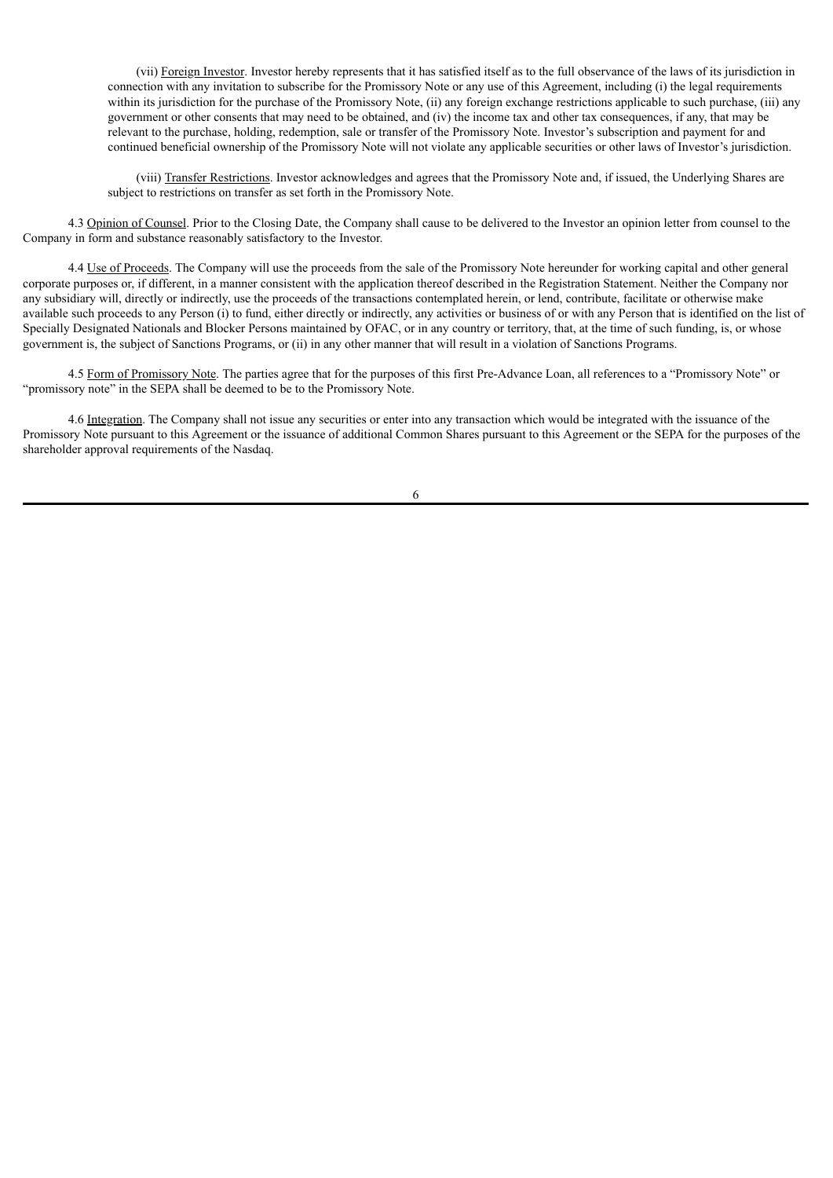(vii) Foreign Investor. Investor hereby represents that it has satisfied itself as to the full observance of the laws of its jurisdiction in connection with any invitation to subscribe for the Promissory Note or any use of this Agreement, including (i) the legal requirements within its jurisdiction for the purchase of the Promissory Note, (ii) any foreign exchange restrictions applicable to such purchase, (iii) any government or other consents that may need to be obtained, and (iv) the income tax and other tax consequences, if any, that may be relevant to the purchase, holding, redemption, sale or transfer of the Promissory Note. Investor's subscription and payment for and continued beneficial ownership of the Promissory Note will not violate any applicable securities or other laws of Investor's jurisdiction.

(viii) Transfer Restrictions. Investor acknowledges and agrees that the Promissory Note and, if issued, the Underlying Shares are subject to restrictions on transfer as set forth in the Promissory Note.

4.3 Opinion of Counsel. Prior to the Closing Date, the Company shall cause to be delivered to the Investor an opinion letter from counsel to the Company in form and substance reasonably satisfactory to the Investor.

4.4 Use of Proceeds. The Company will use the proceeds from the sale of the Promissory Note hereunder for working capital and other general corporate purposes or, if different, in a manner consistent with the application thereof described in the Registration Statement. Neither the Company nor any subsidiary will, directly or indirectly, use the proceeds of the transactions contemplated herein, or lend, contribute, facilitate or otherwise make available such proceeds to any Person (i) to fund, either directly or indirectly, any activities or business of or with any Person that is identified on the list of Specially Designated Nationals and Blocker Persons maintained by OFAC, or in any country or territory, that, at the time of such funding, is, or whose government is, the subject of Sanctions Programs, or (ii) in any other manner that will result in a violation of Sanctions Programs.

4.5 Form of Promissory Note. The parties agree that for the purposes of this first Pre-Advance Loan, all references to a "Promissory Note" or "promissory note" in the SEPA shall be deemed to be to the Promissory Note.

4.6 Integration. The Company shall not issue any securities or enter into any transaction which would be integrated with the issuance of the Promissory Note pursuant to this Agreement or the issuance of additional Common Shares pursuant to this Agreement or the SEPA for the purposes of the shareholder approval requirements of the Nasdaq.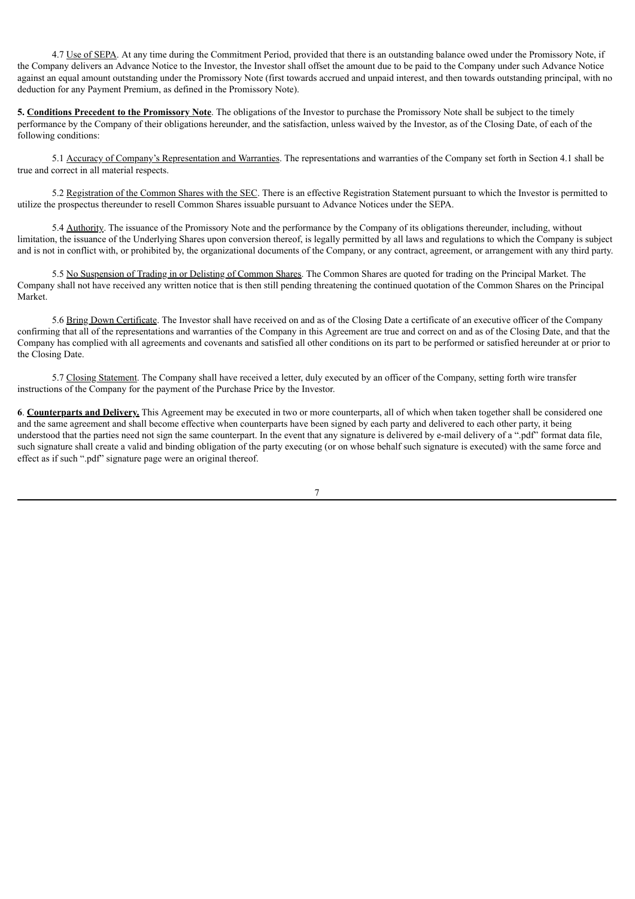4.7 Use of SEPA. At any time during the Commitment Period, provided that there is an outstanding balance owed under the Promissory Note, if the Company delivers an Advance Notice to the Investor, the Investor shall offset the amount due to be paid to the Company under such Advance Notice against an equal amount outstanding under the Promissory Note (first towards accrued and unpaid interest, and then towards outstanding principal, with no deduction for any Payment Premium, as defined in the Promissory Note).

**5. Conditions Precedent to the Promissory Note**. The obligations of the Investor to purchase the Promissory Note shall be subject to the timely performance by the Company of their obligations hereunder, and the satisfaction, unless waived by the Investor, as of the Closing Date, of each of the following conditions:

5.1 Accuracy of Company's Representation and Warranties. The representations and warranties of the Company set forth in Section 4.1 shall be true and correct in all material respects.

5.2 Registration of the Common Shares with the SEC. There is an effective Registration Statement pursuant to which the Investor is permitted to utilize the prospectus thereunder to resell Common Shares issuable pursuant to Advance Notices under the SEPA.

5.4 Authority. The issuance of the Promissory Note and the performance by the Company of its obligations thereunder, including, without limitation, the issuance of the Underlying Shares upon conversion thereof, is legally permitted by all laws and regulations to which the Company is subject and is not in conflict with, or prohibited by, the organizational documents of the Company, or any contract, agreement, or arrangement with any third party.

5.5 No Suspension of Trading in or Delisting of Common Shares. The Common Shares are quoted for trading on the Principal Market. The Company shall not have received any written notice that is then still pending threatening the continued quotation of the Common Shares on the Principal Market.

5.6 Bring Down Certificate. The Investor shall have received on and as of the Closing Date a certificate of an executive officer of the Company confirming that all of the representations and warranties of the Company in this Agreement are true and correct on and as of the Closing Date, and that the Company has complied with all agreements and covenants and satisfied all other conditions on its part to be performed or satisfied hereunder at or prior to the Closing Date.

5.7 Closing Statement. The Company shall have received a letter, duly executed by an officer of the Company, setting forth wire transfer instructions of the Company for the payment of the Purchase Price by the Investor.

**6**. **Counterparts and Delivery.** This Agreement may be executed in two or more counterparts, all of which when taken together shall be considered one and the same agreement and shall become effective when counterparts have been signed by each party and delivered to each other party, it being understood that the parties need not sign the same counterpart. In the event that any signature is delivered by e-mail delivery of a ".pdf" format data file, such signature shall create a valid and binding obligation of the party executing (or on whose behalf such signature is executed) with the same force and effect as if such ".pdf" signature page were an original thereof.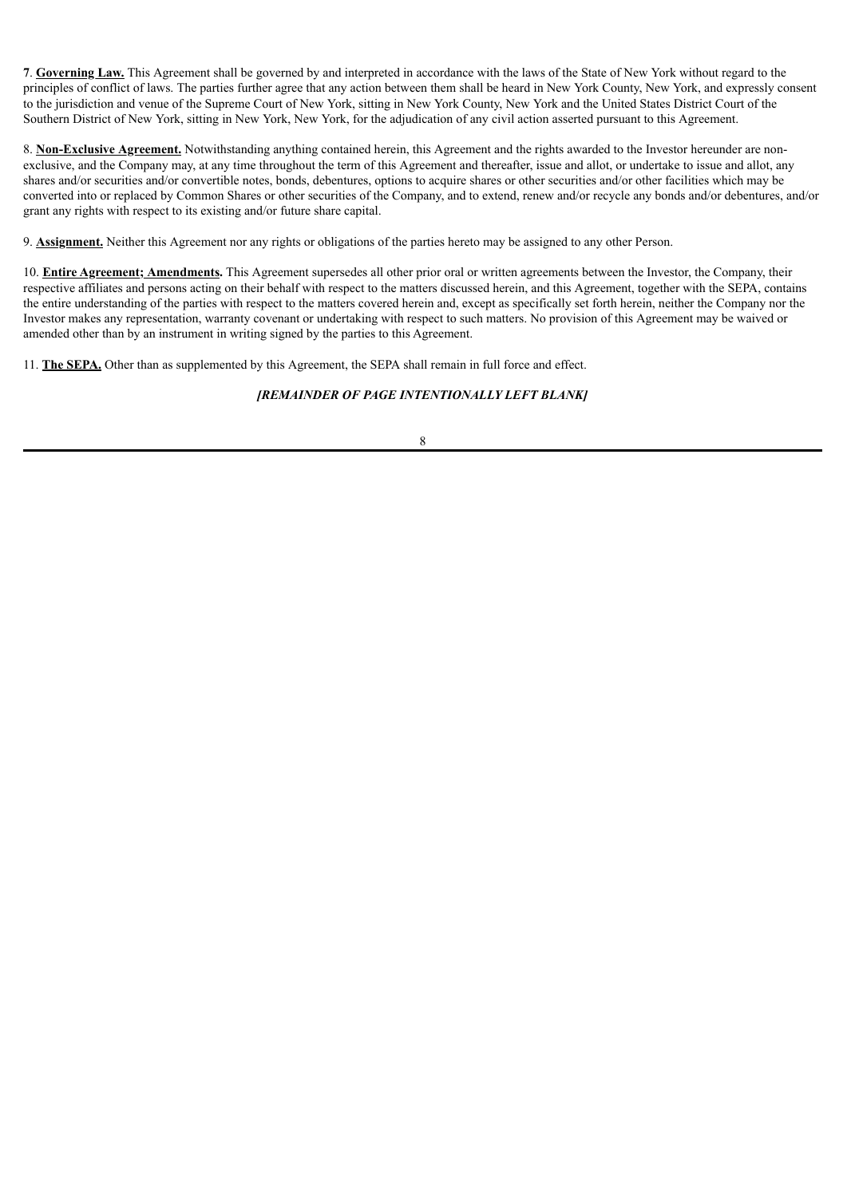**7**. **Governing Law.** This Agreement shall be governed by and interpreted in accordance with the laws of the State of New York without regard to the principles of conflict of laws. The parties further agree that any action between them shall be heard in New York County, New York, and expressly consent to the jurisdiction and venue of the Supreme Court of New York, sitting in New York County, New York and the United States District Court of the Southern District of New York, sitting in New York, New York, for the adjudication of any civil action asserted pursuant to this Agreement.

8. **Non-Exclusive Agreement.** Notwithstanding anything contained herein, this Agreement and the rights awarded to the Investor hereunder are non-exclusive, and the Company may, at any time throughout the term of this Agreement and thereafter, issue and allot, or undertake to issue and allot, any shares and/or securities and/or convertible notes, bonds, debentures, options to acquire shares or other securities and/or other facilities which may be converted into or replaced by Common Shares or other securities of the Company, and to extend, renew and/or recycle any bonds and/or debentures, and/or grant any rights with respect to its existing and/or future share capital.

9. **Assignment.** Neither this Agreement nor any rights or obligations of the parties hereto may be assigned to any other Person.

10. **Entire Agreement; Amendments.** This Agreement supersedes all other prior oral or written agreements between the Investor, the Company, their respective affiliates and persons acting on their behalf with respect to the matters discussed herein, and this Agreement, together with the SEPA, contains the entire understanding of the parties with respect to the matters covered herein and, except as specifically set forth herein, neither the Company nor the Investor makes any representation, warranty covenant or undertaking with respect to such matters. No provision of this Agreement may be waived or amended other than by an instrument in writing signed by the parties to this Agreement.

11. **The SEPA.** Other than as supplemented by this Agreement, the SEPA shall remain in full force and effect.

***[REMAINDER OF PAGE INTENTIONALLY LEFT BLANK]***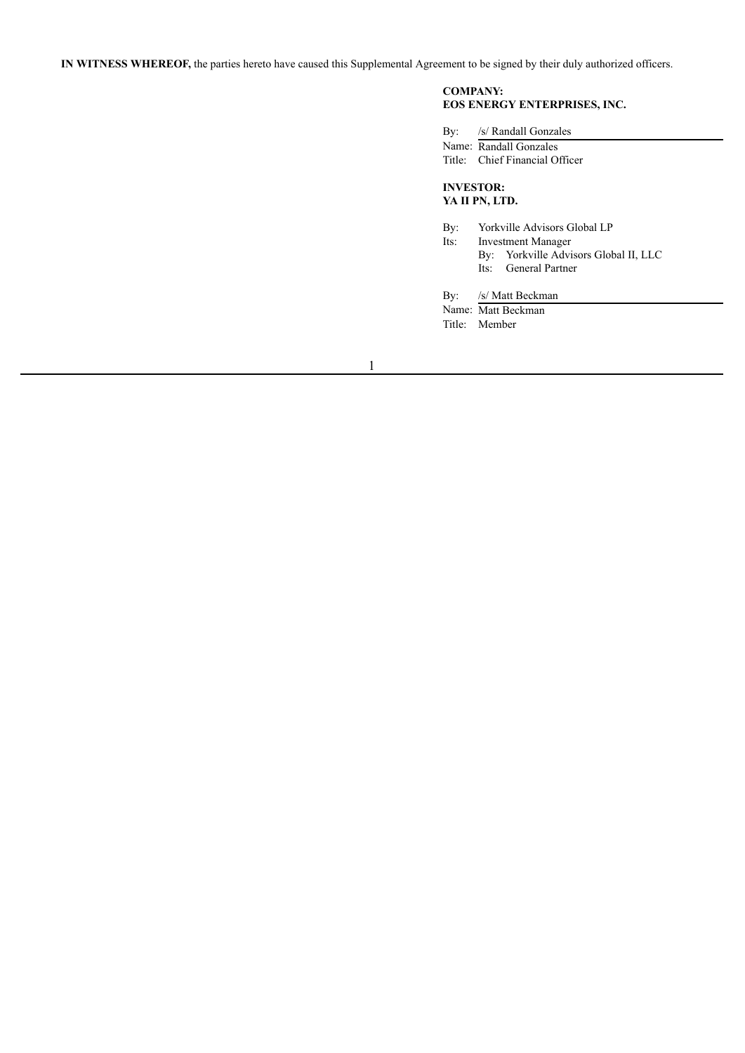**IN WITNESS WHEREOF,** the parties hereto have caused this Supplemental Agreement to be signed by their duly authorized officers.

**COMPANY:**
**EOS ENERGY ENTERPRISES, INC.**

By: /s/ Randall Gonzales
Name: Randall Gonzales
Title: Chief Financial Officer

**INVESTOR:**
**YA II PN, LTD.**

By: Yorkville Advisors Global LP
Its: Investment Manager
By: Yorkville Advisors Global II, LLC
Its: General Partner

By: /s/ Matt Beckman
Name: Matt Beckman
Title: Member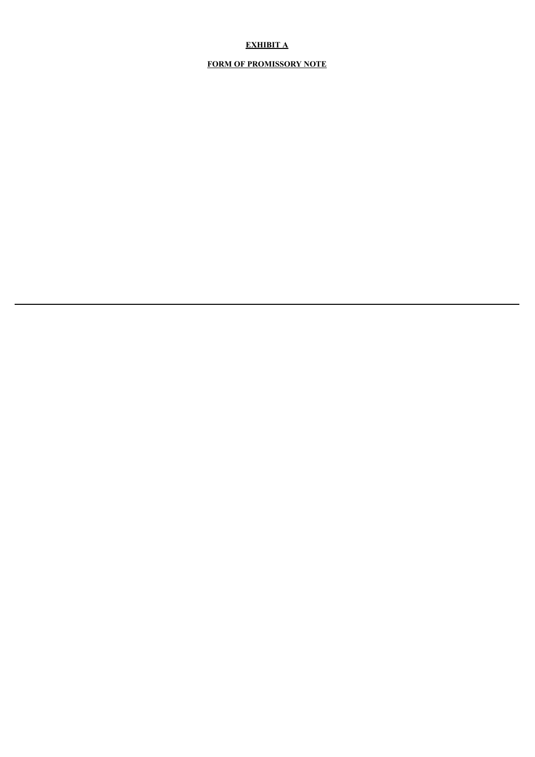**EXHIBIT A**

**FORM OF PROMISSORY NOTE**

---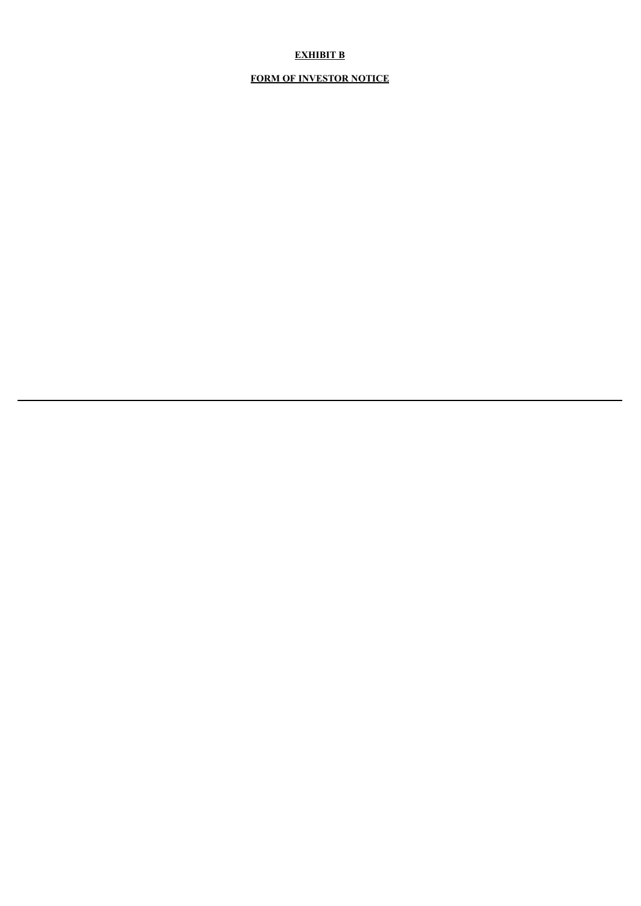**EXHIBIT B**

**FORM OF INVESTOR NOTICE**

---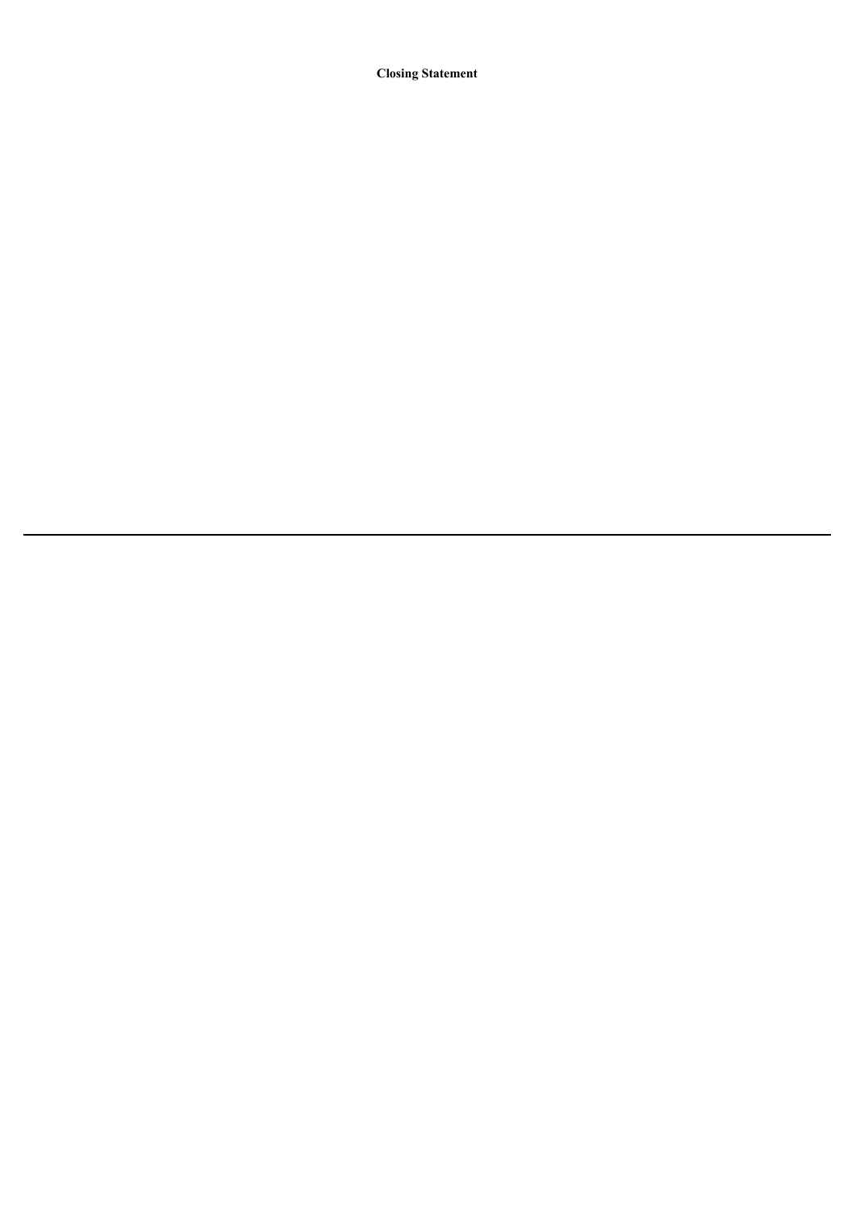**Closing Statement**

---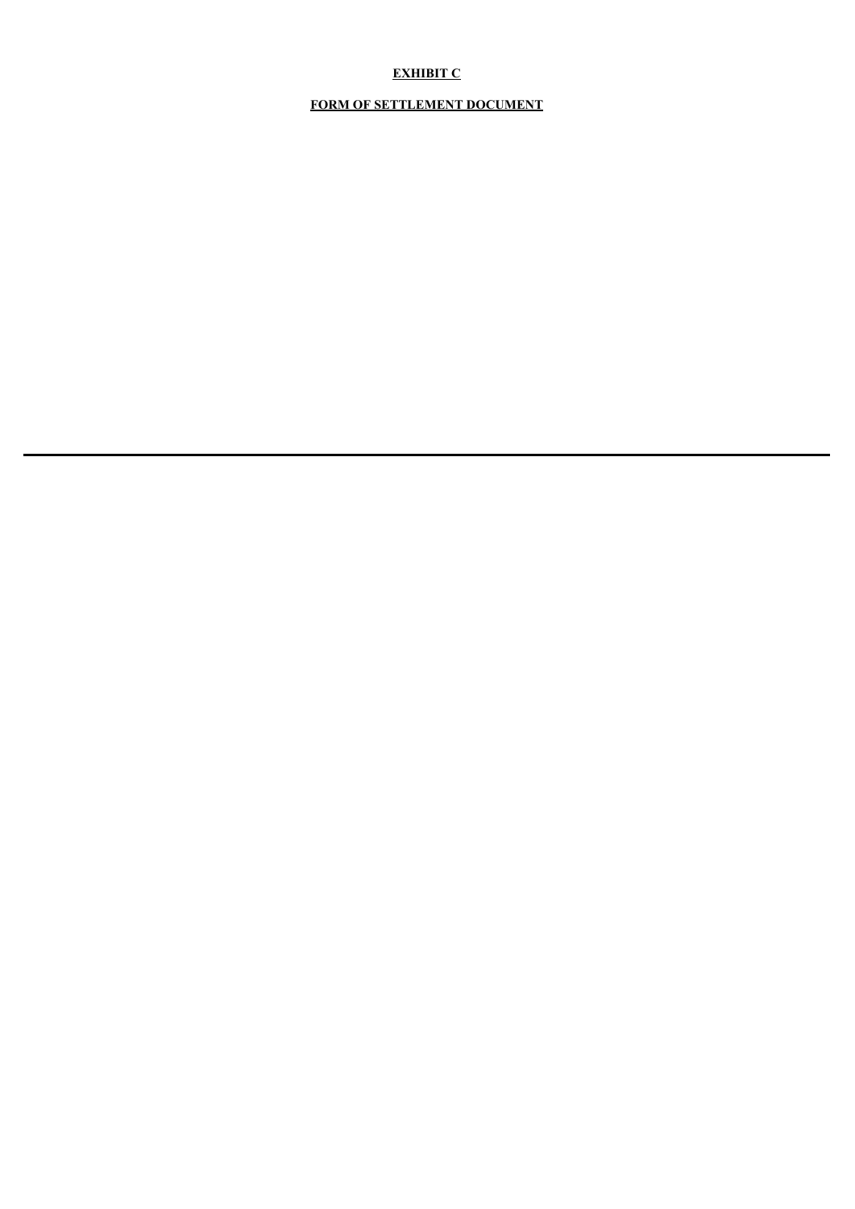**EXHIBIT C**

**FORM OF SETTLEMENT DOCUMENT**

---